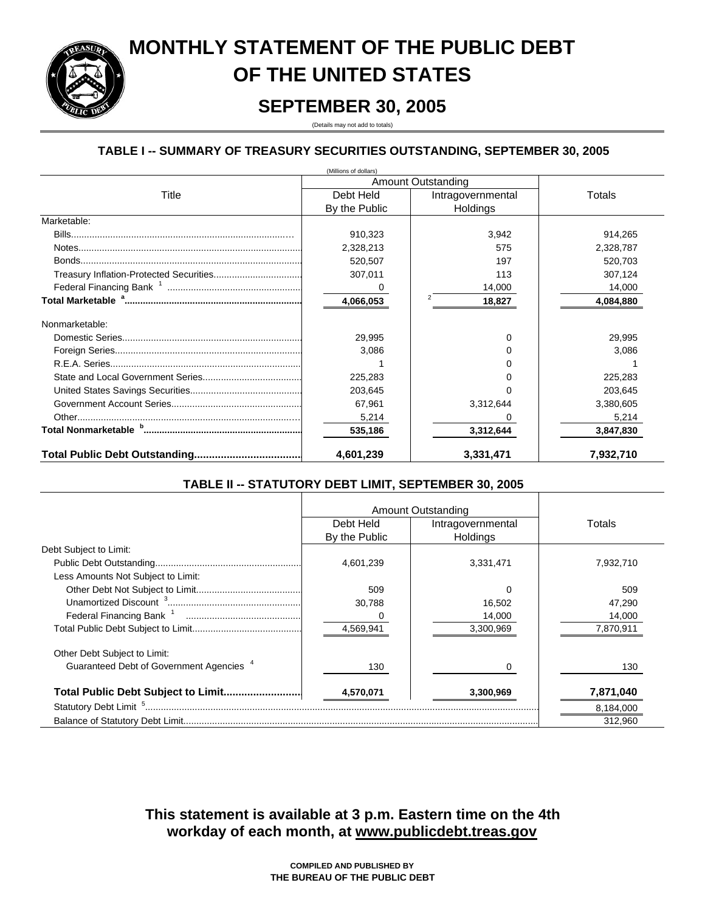# MONTHLY STATEMENT OF THE PUBLIC DEBT OF THE UNITED STATES

## SEPTEMBER 30, 2005

(Details may not add to totals)

### TABLE I -- SUMMARY OF TREASURY SECURITIES OUTSTANDING, SEPTEMBER 30, 2005

(Millions of dollars)

| Title | Amount Outstanding | | Totals |
|---|---|---|---|
| | Debt Held By the Public | Intragovernmental Holdings | |
| Marketable: | | | |
| Bills | 910,323 | 3,942 | 914,265 |
| Notes | 2,328,213 | 575 | 2,328,787 |
| Bonds | 520,507 | 197 | 520,703 |
| Treasury Inflation-Protected Securities | 307,011 | 113 | 307,124 |
| Federal Financing Bank [1] | 0 | 14,000 | 14,000 |
| **Total Marketable [a]** | **4,066,053** | [2] **18,827** | **4,084,880** |
| Nonmarketable: | | | |
| Domestic Series | 29,995 | 0 | 29,995 |
| Foreign Series | 3,086 | 0 | 3,086 |
| R.E.A. Series | 1 | 0 | 1 |
| State and Local Government Series | 225,283 | 0 | 225,283 |
| United States Savings Securities | 203,645 | 0 | 203,645 |
| Government Account Series | 67,961 | 3,312,644 | 3,380,605 |
| Other | 5,214 | 0 | 5,214 |
| **Total Nonmarketable [b]** | **535,186** | **3,312,644** | **3,847,830** |
| **Total Public Debt Outstanding** | **4,601,239** | **3,331,471** | **7,932,710** |

### TABLE II -- STATUTORY DEBT LIMIT, SEPTEMBER 30, 2005

| | Amount Outstanding | | Totals |
|---|---|---|---|
| | Debt Held By the Public | Intragovernmental Holdings | |
| Debt Subject to Limit: | | | |
| Public Debt Outstanding | 4,601,239 | 3,331,471 | 7,932,710 |
| Less Amounts Not Subject to Limit: | | | |
| Other Debt Not Subject to Limit | 509 | 0 | 509 |
| Unamortized Discount [3] | 30,788 | 16,502 | 47,290 |
| Federal Financing Bank [1] | 0 | 14,000 | 14,000 |
| Total Public Debt Subject to Limit | 4,569,941 | 3,300,969 | 7,870,911 |
| Other Debt Subject to Limit: | | | |
| Guaranteed Debt of Government Agencies [4] | 130 | 0 | 130 |
| **Total Public Debt Subject to Limit** | **4,570,071** | **3,300,969** | **7,871,040** |
| Statutory Debt Limit [5] | | | 8,184,000 |
| Balance of Statutory Debt Limit | | | 312,960 |

**This statement is available at 3 p.m. Eastern time on the 4th workday of each month, at www.publicdebt.treas.gov**

**COMPILED AND PUBLISHED BY THE BUREAU OF THE PUBLIC DEBT**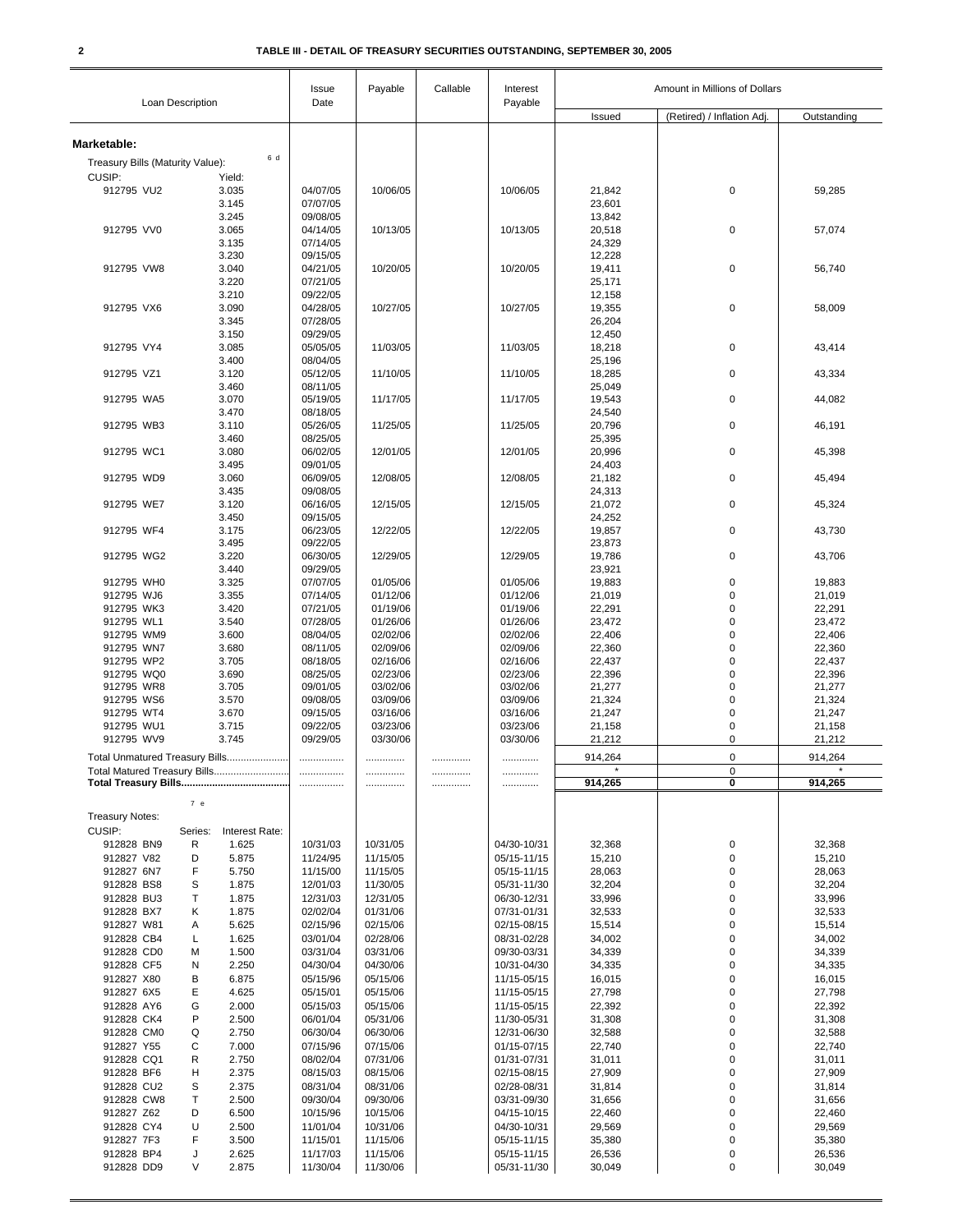# TABLE III - DETAIL OF TREASURY SECURITIES OUTSTANDING, SEPTEMBER 30, 2005

| Loan Description | | | Issue Date | Payable | Callable | Interest Payable | Amount in Millions of Dollars | | |
|---|---|---|---|---|---|---|---|---|---|
| | | | | | | | Issued | (Retired) / Inflation Adj. | Outstanding |
| **Marketable:** | | | | | | | | | |
| Treasury Bills (Maturity Value): 6 d | | | | | | | | | |
| CUSIP: | Yield: | | | | | | | | |
| 912795 VU2 | 3.035 | | 04/07/05 | 10/06/05 | | 10/06/05 | 21,842 | 0 | 59,285 |
| | 3.145 | | 07/07/05 | | | | 23,601 | | |
| | 3.245 | | 09/08/05 | | | | 13,842 | | |
| 912795 VV0 | 3.065 | | 04/14/05 | 10/13/05 | | 10/13/05 | 20,518 | 0 | 57,074 |
| | 3.135 | | 07/14/05 | | | | 24,329 | | |
| | 3.230 | | 09/15/05 | | | | 12,228 | | |
| 912795 VW8 | 3.040 | | 04/21/05 | 10/20/05 | | 10/20/05 | 19,411 | 0 | 56,740 |
| | 3.220 | | 07/21/05 | | | | 25,171 | | |
| | 3.210 | | 09/22/05 | | | | 12,158 | | |
| 912795 VX6 | 3.090 | | 04/28/05 | 10/27/05 | | 10/27/05 | 19,355 | 0 | 58,009 |
| | 3.345 | | 07/28/05 | | | | 26,204 | | |
| | 3.150 | | 09/29/05 | | | | 12,450 | | |
| 912795 VY4 | 3.085 | | 05/05/05 | 11/03/05 | | 11/03/05 | 18,218 | 0 | 43,414 |
| | 3.400 | | 08/04/05 | | | | 25,196 | | |
| 912795 VZ1 | 3.120 | | 05/12/05 | 11/10/05 | | 11/10/05 | 18,285 | 0 | 43,334 |
| | 3.460 | | 08/11/05 | | | | 25,049 | | |
| 912795 WA5 | 3.070 | | 05/19/05 | 11/17/05 | | 11/17/05 | 19,543 | 0 | 44,082 |
| | 3.470 | | 08/18/05 | | | | 24,540 | | |
| 912795 WB3 | 3.110 | | 05/26/05 | 11/25/05 | | 11/25/05 | 20,796 | 0 | 46,191 |
| | 3.460 | | 08/25/05 | | | | 25,395 | | |
| 912795 WC1 | 3.080 | | 06/02/05 | 12/01/05 | | 12/01/05 | 20,996 | 0 | 45,398 |
| | 3.495 | | 09/01/05 | | | | 24,403 | | |
| 912795 WD9 | 3.060 | | 06/09/05 | 12/08/05 | | 12/08/05 | 21,182 | 0 | 45,494 |
| | 3.435 | | 09/08/05 | | | | 24,313 | | |
| 912795 WE7 | 3.120 | | 06/16/05 | 12/15/05 | | 12/15/05 | 21,072 | 0 | 45,324 |
| | 3.450 | | 09/15/05 | | | | 24,252 | | |
| 912795 WF4 | 3.175 | | 06/23/05 | 12/22/05 | | 12/22/05 | 19,857 | 0 | 43,730 |
| | 3.495 | | 09/22/05 | | | | 23,873 | | |
| 912795 WG2 | 3.220 | | 06/30/05 | 12/29/05 | | 12/29/05 | 19,786 | 0 | 43,706 |
| | 3.440 | | 09/29/05 | | | | 23,921 | | |
| 912795 WH0 | 3.325 | | 07/07/05 | 01/05/06 | | 01/05/06 | 19,883 | 0 | 19,883 |
| 912795 WJ6 | 3.355 | | 07/14/05 | 01/12/06 | | 01/12/06 | 21,019 | 0 | 21,019 |
| 912795 WK3 | 3.420 | | 07/21/05 | 01/19/06 | | 01/19/06 | 22,291 | 0 | 22,291 |
| 912795 WL1 | 3.540 | | 07/28/05 | 01/26/06 | | 01/26/06 | 23,472 | 0 | 23,472 |
| 912795 WM9 | 3.600 | | 08/04/05 | 02/02/06 | | 02/02/06 | 22,406 | 0 | 22,406 |
| 912795 WN7 | 3.680 | | 08/11/05 | 02/09/06 | | 02/09/06 | 22,360 | 0 | 22,360 |
| 912795 WP2 | 3.705 | | 08/18/05 | 02/16/06 | | 02/16/06 | 22,437 | 0 | 22,437 |
| 912795 WQ0 | 3.690 | | 08/25/05 | 02/23/06 | | 02/23/06 | 22,396 | 0 | 22,396 |
| 912795 WR8 | 3.705 | | 09/01/05 | 03/02/06 | | 03/02/06 | 21,277 | 0 | 21,277 |
| 912795 WS6 | 3.570 | | 09/08/05 | 03/09/06 | | 03/09/06 | 21,324 | 0 | 21,324 |
| 912795 WT4 | 3.670 | | 09/15/05 | 03/16/06 | | 03/16/06 | 21,247 | 0 | 21,247 |
| 912795 WU1 | 3.715 | | 09/22/05 | 03/23/06 | | 03/23/06 | 21,158 | 0 | 21,158 |
| 912795 WV9 | 3.745 | | 09/29/05 | 03/30/06 | | 03/30/06 | 21,212 | 0 | 21,212 |
| Total Unmatured Treasury Bills...................... | | | ................ | ............. | ............. | ............ | 914,264 | 0 | 914,264 |
| Total Matured Treasury Bills.......................... | | | ................ | ............. | ............. | ............ | * | 0 | * |
| **Total Treasury Bills.......................................** | | | ................ | ............. | ............. | ............ | **914,265** | **0** | **914,265** |
| Treasury Notes: 7 e | | | | | | | | | |
| CUSIP: | Series: | Interest Rate: | | | | | | | |
| 912828 BN9 | R | 1.625 | 10/31/03 | 10/31/05 | | 04/30-10/31 | 32,368 | 0 | 32,368 |
| 912827 V82 | D | 5.875 | 11/24/95 | 11/15/05 | | 05/15-11/15 | 15,210 | 0 | 15,210 |
| 912827 6N7 | F | 5.750 | 11/15/00 | 11/15/05 | | 05/15-11/15 | 28,063 | 0 | 28,063 |
| 912828 BS8 | S | 1.875 | 12/01/03 | 11/30/05 | | 05/31-11/30 | 32,204 | 0 | 32,204 |
| 912828 BU3 | T | 1.875 | 12/31/03 | 12/31/05 | | 06/30-12/31 | 33,996 | 0 | 33,996 |
| 912828 BX7 | K | 1.875 | 02/02/04 | 01/31/06 | | 07/31-01/31 | 32,533 | 0 | 32,533 |
| 912827 W81 | A | 5.625 | 02/15/96 | 02/15/06 | | 02/15-08/15 | 15,514 | 0 | 15,514 |
| 912828 CB4 | L | 1.625 | 03/01/04 | 02/28/06 | | 08/31-02/28 | 34,002 | 0 | 34,002 |
| 912828 CD0 | M | 1.500 | 03/31/04 | 03/31/06 | | 09/30-03/31 | 34,339 | 0 | 34,339 |
| 912828 CF5 | N | 2.250 | 04/30/04 | 04/30/06 | | 10/31-04/30 | 34,335 | 0 | 34,335 |
| 912827 X80 | B | 6.875 | 05/15/96 | 05/15/06 | | 11/15-05/15 | 16,015 | 0 | 16,015 |
| 912827 6X5 | E | 4.625 | 05/15/01 | 05/15/06 | | 11/15-05/15 | 27,798 | 0 | 27,798 |
| 912828 AY6 | G | 2.000 | 05/15/03 | 05/15/06 | | 11/15-05/15 | 22,392 | 0 | 22,392 |
| 912828 CK4 | P | 2.500 | 06/01/04 | 05/31/06 | | 11/30-05/31 | 31,308 | 0 | 31,308 |
| 912828 CM0 | Q | 2.750 | 06/30/04 | 06/30/06 | | 12/31-06/30 | 32,588 | 0 | 32,588 |
| 912827 Y55 | C | 7.000 | 07/15/96 | 07/15/06 | | 01/15-07/15 | 22,740 | 0 | 22,740 |
| 912828 CQ1 | R | 2.750 | 08/02/04 | 07/31/06 | | 01/31-07/31 | 31,011 | 0 | 31,011 |
| 912828 BF6 | H | 2.375 | 08/15/03 | 08/15/06 | | 02/15-08/15 | 27,909 | 0 | 27,909 |
| 912828 CU2 | S | 2.375 | 08/31/04 | 08/31/06 | | 02/28-08/31 | 31,814 | 0 | 31,814 |
| 912828 CW8 | T | 2.500 | 09/30/04 | 09/30/06 | | 03/31-09/30 | 31,656 | 0 | 31,656 |
| 912827 Z62 | D | 6.500 | 10/15/96 | 10/15/06 | | 04/15-10/15 | 22,460 | 0 | 22,460 |
| 912828 CY4 | U | 2.500 | 11/01/04 | 10/31/06 | | 04/30-10/31 | 29,569 | 0 | 29,569 |
| 912827 7F3 | F | 3.500 | 11/15/01 | 11/15/06 | | 05/15-11/15 | 35,380 | 0 | 35,380 |
| 912828 BP4 | J | 2.625 | 11/17/03 | 11/15/06 | | 05/15-11/15 | 26,536 | 0 | 26,536 |
| 912828 DD9 | V | 2.875 | 11/30/04 | 11/30/06 | | 05/31-11/30 | 30,049 | 0 | 30,049 |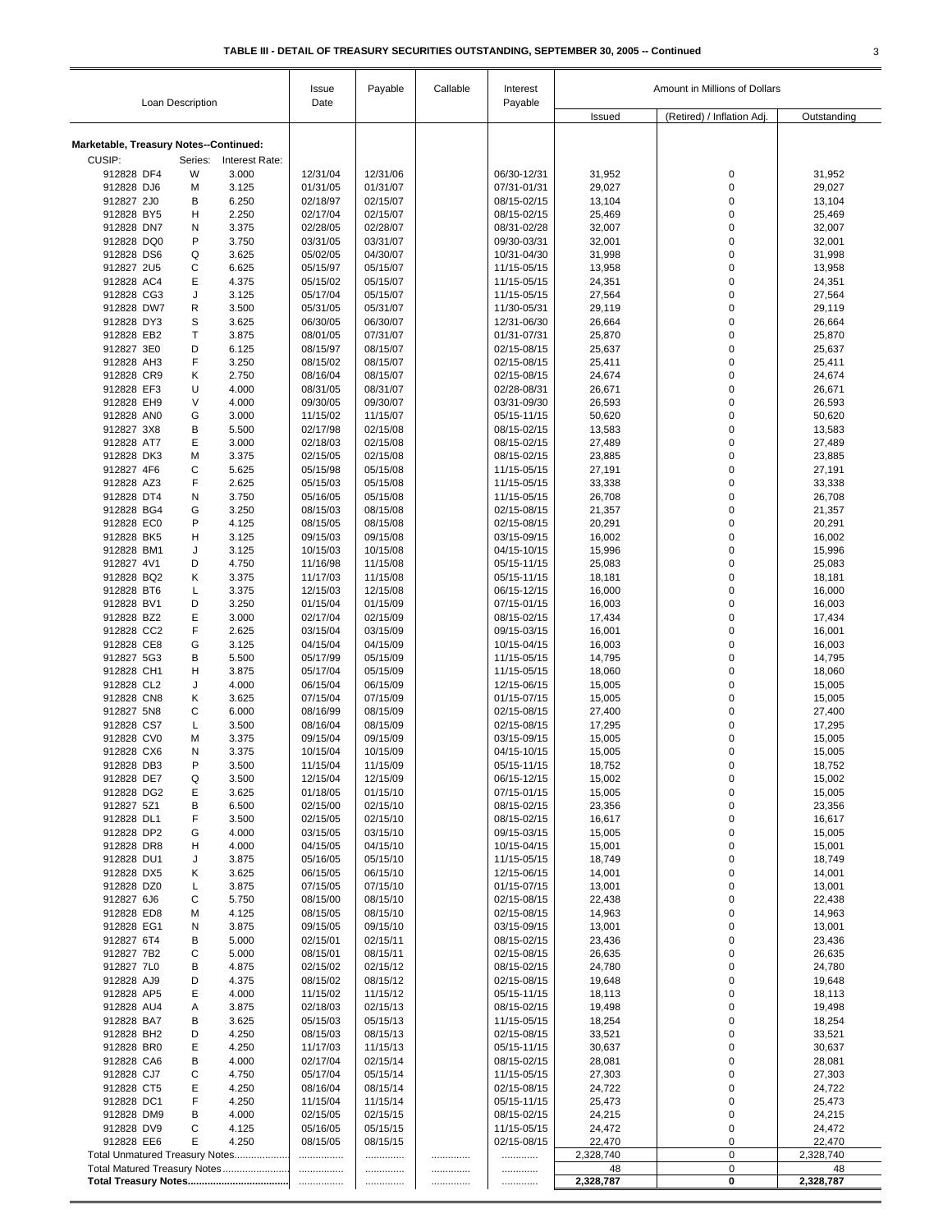**TABLE III - DETAIL OF TREASURY SECURITIES OUTSTANDING, SEPTEMBER 30, 2005 -- Continued**

| Loan Description | | | Issue Date | Payable | Callable | Interest Payable | Amount in Millions of Dollars | | |
|---|---|---|---|---|---|---|---|---|---|
| | | | | | | | Issued | (Retired) / Inflation Adj. | Outstanding |
| **Marketable, Treasury Notes--Continued:** | | | | | | | | | |
| CUSIP: | Series: | Interest Rate: | | | | | | | |
| 912828 DF4 | W | 3.000 | 12/31/04 | 12/31/06 | | 06/30-12/31 | 31,952 | 0 | 31,952 |
| 912828 DJ6 | M | 3.125 | 01/31/05 | 01/31/07 | | 07/31-01/31 | 29,027 | 0 | 29,027 |
| 912827 2J0 | B | 6.250 | 02/18/97 | 02/15/07 | | 08/15-02/15 | 13,104 | 0 | 13,104 |
| 912828 BY5 | H | 2.250 | 02/17/04 | 02/15/07 | | 08/15-02/15 | 25,469 | 0 | 25,469 |
| 912828 DN7 | N | 3.375 | 02/28/05 | 02/28/07 | | 08/31-02/28 | 32,007 | 0 | 32,007 |
| 912828 DQ0 | P | 3.750 | 03/31/05 | 03/31/07 | | 09/30-03/31 | 32,001 | 0 | 32,001 |
| 912828 DS6 | Q | 3.625 | 05/02/05 | 04/30/07 | | 10/31-04/30 | 31,998 | 0 | 31,998 |
| 912827 2U5 | C | 6.625 | 05/15/97 | 05/15/07 | | 11/15-05/15 | 13,958 | 0 | 13,958 |
| 912828 AC4 | E | 4.375 | 05/15/02 | 05/15/07 | | 11/15-05/15 | 24,351 | 0 | 24,351 |
| 912828 CG3 | J | 3.125 | 05/17/04 | 05/15/07 | | 11/15-05/15 | 27,564 | 0 | 27,564 |
| 912828 DW7 | R | 3.500 | 05/31/05 | 05/31/07 | | 11/30-05/31 | 29,119 | 0 | 29,119 |
| 912828 DY3 | S | 3.625 | 06/30/05 | 06/30/07 | | 12/31-06/30 | 26,664 | 0 | 26,664 |
| 912828 EB2 | T | 3.875 | 08/01/05 | 07/31/07 | | 01/31-07/31 | 25,870 | 0 | 25,870 |
| 912827 3E0 | D | 6.125 | 08/15/97 | 08/15/07 | | 02/15-08/15 | 25,637 | 0 | 25,637 |
| 912828 AH3 | F | 3.250 | 08/15/02 | 08/15/07 | | 02/15-08/15 | 25,411 | 0 | 25,411 |
| 912828 CR9 | K | 2.750 | 08/16/04 | 08/15/07 | | 02/15-08/15 | 24,674 | 0 | 24,674 |
| 912828 EF3 | U | 4.000 | 08/31/05 | 08/31/07 | | 02/28-08/31 | 26,671 | 0 | 26,671 |
| 912828 EH9 | V | 4.000 | 09/30/05 | 09/30/07 | | 03/31-09/30 | 26,593 | 0 | 26,593 |
| 912828 AN0 | G | 3.000 | 11/15/02 | 11/15/07 | | 05/15-11/15 | 50,620 | 0 | 50,620 |
| 912827 3X8 | B | 5.500 | 02/17/98 | 02/15/08 | | 08/15-02/15 | 13,583 | 0 | 13,583 |
| 912828 AT7 | E | 3.000 | 02/18/03 | 02/15/08 | | 08/15-02/15 | 27,489 | 0 | 27,489 |
| 912828 DK3 | M | 3.375 | 02/15/05 | 02/15/08 | | 08/15-02/15 | 23,885 | 0 | 23,885 |
| 912827 4F6 | C | 5.625 | 05/15/98 | 05/15/08 | | 11/15-05/15 | 27,191 | 0 | 27,191 |
| 912828 AZ3 | F | 2.625 | 05/15/03 | 05/15/08 | | 11/15-05/15 | 33,338 | 0 | 33,338 |
| 912828 DT4 | N | 3.750 | 05/16/05 | 05/15/08 | | 11/15-05/15 | 26,708 | 0 | 26,708 |
| 912828 BG4 | G | 3.250 | 08/15/03 | 08/15/08 | | 02/15-08/15 | 21,357 | 0 | 21,357 |
| 912828 EC0 | P | 4.125 | 08/15/05 | 08/15/08 | | 02/15-08/15 | 20,291 | 0 | 20,291 |
| 912828 BK5 | H | 3.125 | 09/15/03 | 09/15/08 | | 03/15-09/15 | 16,002 | 0 | 16,002 |
| 912828 BM1 | J | 3.125 | 10/15/03 | 10/15/08 | | 04/15-10/15 | 15,996 | 0 | 15,996 |
| 912827 4V1 | D | 4.750 | 11/16/98 | 11/15/08 | | 05/15-11/15 | 25,083 | 0 | 25,083 |
| 912828 BQ2 | K | 3.375 | 11/17/03 | 11/15/08 | | 05/15-11/15 | 18,181 | 0 | 18,181 |
| 912828 BT6 | L | 3.375 | 12/15/03 | 12/15/08 | | 06/15-12/15 | 16,000 | 0 | 16,000 |
| 912828 BV1 | D | 3.250 | 01/15/04 | 01/15/09 | | 07/15-01/15 | 16,003 | 0 | 16,003 |
| 912828 BZ2 | E | 3.000 | 02/17/04 | 02/15/09 | | 08/15-02/15 | 17,434 | 0 | 17,434 |
| 912828 CC2 | F | 2.625 | 03/15/04 | 03/15/09 | | 09/15-03/15 | 16,001 | 0 | 16,001 |
| 912828 CE8 | G | 3.125 | 04/15/04 | 04/15/09 | | 10/15-04/15 | 16,003 | 0 | 16,003 |
| 912827 5G3 | B | 5.500 | 05/17/99 | 05/15/09 | | 11/15-05/15 | 14,795 | 0 | 14,795 |
| 912828 CH1 | H | 3.875 | 05/17/04 | 05/15/09 | | 11/15-05/15 | 18,060 | 0 | 18,060 |
| 912828 CL2 | J | 4.000 | 06/15/04 | 06/15/09 | | 12/15-06/15 | 15,005 | 0 | 15,005 |
| 912828 CN8 | K | 3.625 | 07/15/04 | 07/15/09 | | 01/15-07/15 | 15,005 | 0 | 15,005 |
| 912827 5N8 | C | 6.000 | 08/16/99 | 08/15/09 | | 02/15-08/15 | 27,400 | 0 | 27,400 |
| 912828 CS7 | L | 3.500 | 08/16/04 | 08/15/09 | | 02/15-08/15 | 17,295 | 0 | 17,295 |
| 912828 CV0 | M | 3.375 | 09/15/04 | 09/15/09 | | 03/15-09/15 | 15,005 | 0 | 15,005 |
| 912828 CX6 | N | 3.375 | 10/15/04 | 10/15/09 | | 04/15-10/15 | 15,005 | 0 | 15,005 |
| 912828 DB3 | P | 3.500 | 11/15/04 | 11/15/09 | | 05/15-11/15 | 18,752 | 0 | 18,752 |
| 912828 DE7 | Q | 3.500 | 12/15/04 | 12/15/09 | | 06/15-12/15 | 15,002 | 0 | 15,002 |
| 912828 DG2 | E | 3.625 | 01/18/05 | 01/15/10 | | 07/15-01/15 | 15,005 | 0 | 15,005 |
| 912827 5Z1 | B | 6.500 | 02/15/00 | 02/15/10 | | 08/15-02/15 | 23,356 | 0 | 23,356 |
| 912828 DL1 | F | 3.500 | 02/15/05 | 02/15/10 | | 08/15-02/15 | 16,617 | 0 | 16,617 |
| 912828 DP2 | G | 4.000 | 03/15/05 | 03/15/10 | | 09/15-03/15 | 15,005 | 0 | 15,005 |
| 912828 DR8 | H | 4.000 | 04/15/05 | 04/15/10 | | 10/15-04/15 | 15,001 | 0 | 15,001 |
| 912828 DU1 | J | 3.875 | 05/16/05 | 05/15/10 | | 11/15-05/15 | 18,749 | 0 | 18,749 |
| 912828 DX5 | K | 3.625 | 06/15/05 | 06/15/10 | | 12/15-06/15 | 14,001 | 0 | 14,001 |
| 912828 DZ0 | L | 3.875 | 07/15/05 | 07/15/10 | | 01/15-07/15 | 13,001 | 0 | 13,001 |
| 912827 6J6 | C | 5.750 | 08/15/00 | 08/15/10 | | 02/15-08/15 | 22,438 | 0 | 22,438 |
| 912828 ED8 | M | 4.125 | 08/15/05 | 08/15/10 | | 02/15-08/15 | 14,963 | 0 | 14,963 |
| 912828 EG1 | N | 3.875 | 09/15/05 | 09/15/10 | | 03/15-09/15 | 13,001 | 0 | 13,001 |
| 912827 6T4 | B | 5.000 | 02/15/01 | 02/15/11 | | 08/15-02/15 | 23,436 | 0 | 23,436 |
| 912827 7B2 | C | 5.000 | 08/15/01 | 08/15/11 | | 02/15-08/15 | 26,635 | 0 | 26,635 |
| 912827 7L0 | B | 4.875 | 02/15/02 | 02/15/12 | | 08/15-02/15 | 24,780 | 0 | 24,780 |
| 912828 AJ9 | D | 4.375 | 08/15/02 | 08/15/12 | | 02/15-08/15 | 19,648 | 0 | 19,648 |
| 912828 AP5 | E | 4.000 | 11/15/02 | 11/15/12 | | 05/15-11/15 | 18,113 | 0 | 18,113 |
| 912828 AU4 | A | 3.875 | 02/18/03 | 02/15/13 | | 08/15-02/15 | 19,498 | 0 | 19,498 |
| 912828 BA7 | B | 3.625 | 05/15/03 | 05/15/13 | | 11/15-05/15 | 18,254 | 0 | 18,254 |
| 912828 BH2 | D | 4.250 | 08/15/03 | 08/15/13 | | 02/15-08/15 | 33,521 | 0 | 33,521 |
| 912828 BR0 | E | 4.250 | 11/17/03 | 11/15/13 | | 05/15-11/15 | 30,637 | 0 | 30,637 |
| 912828 CA6 | B | 4.000 | 02/17/04 | 02/15/14 | | 08/15-02/15 | 28,081 | 0 | 28,081 |
| 912828 CJ7 | C | 4.750 | 05/17/04 | 05/15/14 | | 11/15-05/15 | 27,303 | 0 | 27,303 |
| 912828 CT5 | E | 4.250 | 08/16/04 | 08/15/14 | | 02/15-08/15 | 24,722 | 0 | 24,722 |
| 912828 DC1 | F | 4.250 | 11/15/04 | 11/15/14 | | 05/15-11/15 | 25,473 | 0 | 25,473 |
| 912828 DM9 | B | 4.000 | 02/15/05 | 02/15/15 | | 08/15-02/15 | 24,215 | 0 | 24,215 |
| 912828 DV9 | C | 4.125 | 05/16/05 | 05/15/15 | | 11/15-05/15 | 24,472 | 0 | 24,472 |
| 912828 EE6 | E | 4.250 | 08/15/05 | 08/15/15 | | 02/15-08/15 | 22,470 | 0 | 22,470 |
| Total Unmatured Treasury Notes | | | ................ | .............. | .............. | ............ | 2,328,740 | 0 | 2,328,740 |
| Total Matured Treasury Notes | | | ................ | .............. | .............. | ............ | 48 | 0 | 48 |
| **Total Treasury Notes** | | | ................ | .............. | .............. | ............ | **2,328,787** | **0** | **2,328,787** |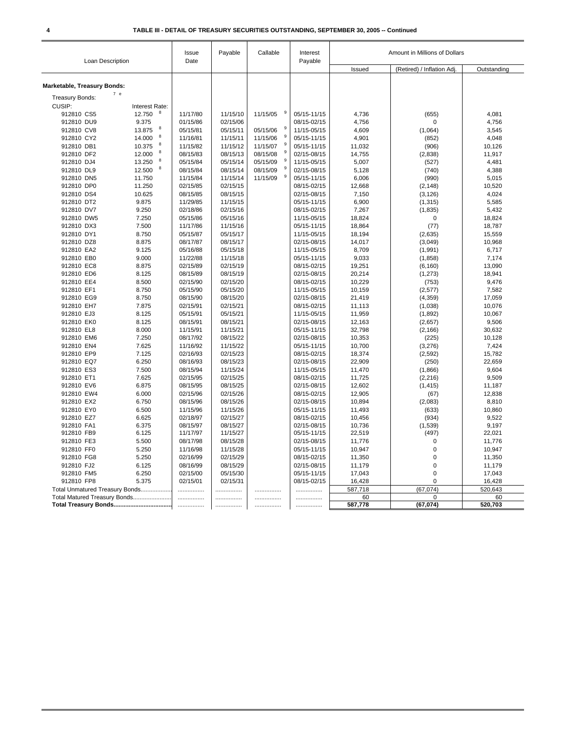## TABLE III - DETAIL OF TREASURY SECURITIES OUTSTANDING, SEPTEMBER 30, 2005 -- Continued

| Loan Description | | Issue Date | Payable | Callable | Interest Payable | Amount in Millions of Dollars | | |
|---|---|---|---|---|---|---|---|---|
| | | | | | | Issued | (Retired) / Inflation Adj. | Outstanding |
| **Marketable, Treasury Bonds:** | | | | | | | | |
| Treasury Bonds: [7 e] | | | | | | | | |
| CUSIP: | Interest Rate: | | | | | | | |
| 912810 CS5 | 12.750 [8] | 11/17/80 | 11/15/10 | 11/15/05 [9] | 05/15-11/15 | 4,736 | (655) | 4,081 |
| 912810 DU9 | 9.375 | 01/15/86 | 02/15/06 | | 08/15-02/15 | 4,756 | 0 | 4,756 |
| 912810 CV8 | 13.875 [8] | 05/15/81 | 05/15/11 | 05/15/06 [9] | 11/15-05/15 | 4,609 | (1,064) | 3,545 |
| 912810 CY2 | 14.000 [8] | 11/16/81 | 11/15/11 | 11/15/06 [9] | 05/15-11/15 | 4,901 | (852) | 4,048 |
| 912810 DB1 | 10.375 [8] | 11/15/82 | 11/15/12 | 11/15/07 [9] | 05/15-11/15 | 11,032 | (906) | 10,126 |
| 912810 DF2 | 12.000 [8] | 08/15/83 | 08/15/13 | 08/15/08 [9] | 02/15-08/15 | 14,755 | (2,838) | 11,917 |
| 912810 DJ4 | 13.250 [8] | 05/15/84 | 05/15/14 | 05/15/09 [9] | 11/15-05/15 | 5,007 | (527) | 4,481 |
| 912810 DL9 | 12.500 [8] | 08/15/84 | 08/15/14 | 08/15/09 [9] | 02/15-08/15 | 5,128 | (740) | 4,388 |
| 912810 DN5 | 11.750 | 11/15/84 | 11/15/14 | 11/15/09 [9] | 05/15-11/15 | 6,006 | (990) | 5,015 |
| 912810 DP0 | 11.250 | 02/15/85 | 02/15/15 | | 08/15-02/15 | 12,668 | (2,148) | 10,520 |
| 912810 DS4 | 10.625 | 08/15/85 | 08/15/15 | | 02/15-08/15 | 7,150 | (3,126) | 4,024 |
| 912810 DT2 | 9.875 | 11/29/85 | 11/15/15 | | 05/15-11/15 | 6,900 | (1,315) | 5,585 |
| 912810 DV7 | 9.250 | 02/18/86 | 02/15/16 | | 08/15-02/15 | 7,267 | (1,835) | 5,432 |
| 912810 DW5 | 7.250 | 05/15/86 | 05/15/16 | | 11/15-05/15 | 18,824 | 0 | 18,824 |
| 912810 DX3 | 7.500 | 11/17/86 | 11/15/16 | | 05/15-11/15 | 18,864 | (77) | 18,787 |
| 912810 DY1 | 8.750 | 05/15/87 | 05/15/17 | | 11/15-05/15 | 18,194 | (2,635) | 15,559 |
| 912810 DZ8 | 8.875 | 08/17/87 | 08/15/17 | | 02/15-08/15 | 14,017 | (3,049) | 10,968 |
| 912810 EA2 | 9.125 | 05/16/88 | 05/15/18 | | 11/15-05/15 | 8,709 | (1,991) | 6,717 |
| 912810 EB0 | 9.000 | 11/22/88 | 11/15/18 | | 05/15-11/15 | 9,033 | (1,858) | 7,174 |
| 912810 EC8 | 8.875 | 02/15/89 | 02/15/19 | | 08/15-02/15 | 19,251 | (6,160) | 13,090 |
| 912810 ED6 | 8.125 | 08/15/89 | 08/15/19 | | 02/15-08/15 | 20,214 | (1,273) | 18,941 |
| 912810 EE4 | 8.500 | 02/15/90 | 02/15/20 | | 08/15-02/15 | 10,229 | (753) | 9,476 |
| 912810 EF1 | 8.750 | 05/15/90 | 05/15/20 | | 11/15-05/15 | 10,159 | (2,577) | 7,582 |
| 912810 EG9 | 8.750 | 08/15/90 | 08/15/20 | | 02/15-08/15 | 21,419 | (4,359) | 17,059 |
| 912810 EH7 | 7.875 | 02/15/91 | 02/15/21 | | 08/15-02/15 | 11,113 | (1,038) | 10,076 |
| 912810 EJ3 | 8.125 | 05/15/91 | 05/15/21 | | 11/15-05/15 | 11,959 | (1,892) | 10,067 |
| 912810 EK0 | 8.125 | 08/15/91 | 08/15/21 | | 02/15-08/15 | 12,163 | (2,657) | 9,506 |
| 912810 EL8 | 8.000 | 11/15/91 | 11/15/21 | | 05/15-11/15 | 32,798 | (2,166) | 30,632 |
| 912810 EM6 | 7.250 | 08/17/92 | 08/15/22 | | 02/15-08/15 | 10,353 | (225) | 10,128 |
| 912810 EN4 | 7.625 | 11/16/92 | 11/15/22 | | 05/15-11/15 | 10,700 | (3,276) | 7,424 |
| 912810 EP9 | 7.125 | 02/16/93 | 02/15/23 | | 08/15-02/15 | 18,374 | (2,592) | 15,782 |
| 912810 EQ7 | 6.250 | 08/16/93 | 08/15/23 | | 02/15-08/15 | 22,909 | (250) | 22,659 |
| 912810 ES3 | 7.500 | 08/15/94 | 11/15/24 | | 11/15-05/15 | 11,470 | (1,866) | 9,604 |
| 912810 ET1 | 7.625 | 02/15/95 | 02/15/25 | | 08/15-02/15 | 11,725 | (2,216) | 9,509 |
| 912810 EV6 | 6.875 | 08/15/95 | 08/15/25 | | 02/15-08/15 | 12,602 | (1,415) | 11,187 |
| 912810 EW4 | 6.000 | 02/15/96 | 02/15/26 | | 08/15-02/15 | 12,905 | (67) | 12,838 |
| 912810 EX2 | 6.750 | 08/15/96 | 08/15/26 | | 02/15-08/15 | 10,894 | (2,083) | 8,810 |
| 912810 EY0 | 6.500 | 11/15/96 | 11/15/26 | | 05/15-11/15 | 11,493 | (633) | 10,860 |
| 912810 EZ7 | 6.625 | 02/18/97 | 02/15/27 | | 08/15-02/15 | 10,456 | (934) | 9,522 |
| 912810 FA1 | 6.375 | 08/15/97 | 08/15/27 | | 02/15-08/15 | 10,736 | (1,539) | 9,197 |
| 912810 FB9 | 6.125 | 11/17/97 | 11/15/27 | | 05/15-11/15 | 22,519 | (497) | 22,021 |
| 912810 FE3 | 5.500 | 08/17/98 | 08/15/28 | | 02/15-08/15 | 11,776 | 0 | 11,776 |
| 912810 FF0 | 5.250 | 11/16/98 | 11/15/28 | | 05/15-11/15 | 10,947 | 0 | 10,947 |
| 912810 FG8 | 5.250 | 02/16/99 | 02/15/29 | | 08/15-02/15 | 11,350 | 0 | 11,350 |
| 912810 FJ2 | 6.125 | 08/16/99 | 08/15/29 | | 02/15-08/15 | 11,179 | 0 | 11,179 |
| 912810 FM5 | 6.250 | 02/15/00 | 05/15/30 | | 05/15-11/15 | 17,043 | 0 | 17,043 |
| 912810 FP8 | 5.375 | 02/15/01 | 02/15/31 | | 08/15-02/15 | 16,428 | 0 | 16,428 |
| Total Unmatured Treasury Bonds.................. | | ............... | ............... | ............... | ............... | 587,718 | (67,074) | 520,643 |
| Total Matured Treasury Bonds....................... | | ............... | ............... | ............... | ............... | 60 | 0 | 60 |
| **Total Treasury Bonds..................................** | | ............... | ............... | ............... | ............... | **587,778** | **(67,074)** | **520,703** |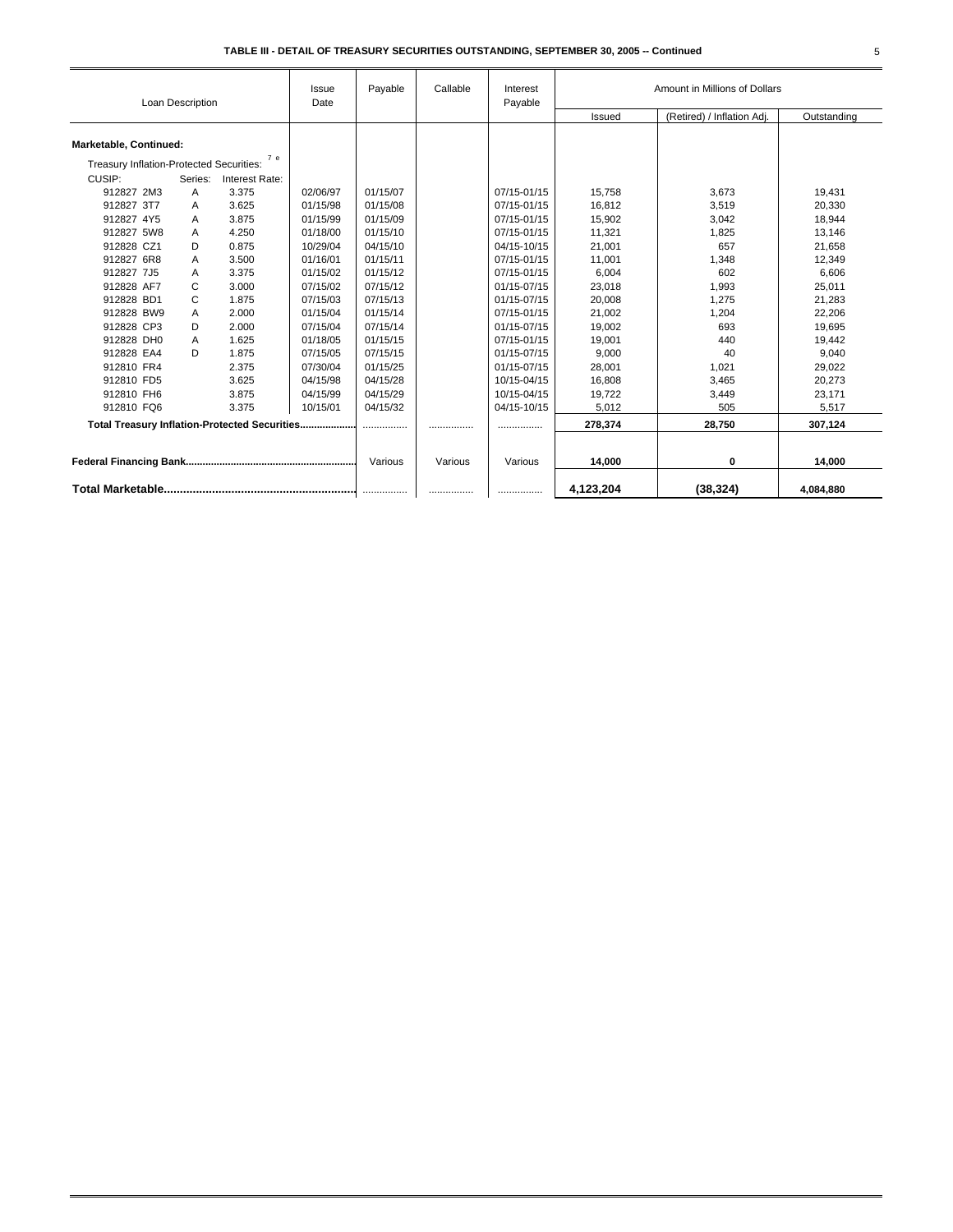**TABLE III - DETAIL OF TREASURY SECURITIES OUTSTANDING, SEPTEMBER 30, 2005 -- Continued**

| Loan Description | | | Issue Date | Payable | Callable | Interest Payable | Amount in Millions of Dollars | | |
|---|---|---|---|---|---|---|---|---|---|
| | | | | | | | Issued | (Retired) / Inflation Adj. | Outstanding |
| **Marketable, Continued:** | | | | | | | | | |
| Treasury Inflation-Protected Securities: [7 e] | | | | | | | | | |
| CUSIP: | Series: | Interest Rate: | | | | | | | |
| 912827 2M3 | A | 3.375 | 02/06/97 | 01/15/07 | | 07/15-01/15 | 15,758 | 3,673 | 19,431 |
| 912827 3T7 | A | 3.625 | 01/15/98 | 01/15/08 | | 07/15-01/15 | 16,812 | 3,519 | 20,330 |
| 912827 4Y5 | A | 3.875 | 01/15/99 | 01/15/09 | | 07/15-01/15 | 15,902 | 3,042 | 18,944 |
| 912827 5W8 | A | 4.250 | 01/18/00 | 01/15/10 | | 07/15-01/15 | 11,321 | 1,825 | 13,146 |
| 912828 CZ1 | D | 0.875 | 10/29/04 | 04/15/10 | | 04/15-10/15 | 21,001 | 657 | 21,658 |
| 912827 6R8 | A | 3.500 | 01/16/01 | 01/15/11 | | 07/15-01/15 | 11,001 | 1,348 | 12,349 |
| 912827 7J5 | A | 3.375 | 01/15/02 | 01/15/12 | | 07/15-01/15 | 6,004 | 602 | 6,606 |
| 912828 AF7 | C | 3.000 | 07/15/02 | 07/15/12 | | 01/15-07/15 | 23,018 | 1,993 | 25,011 |
| 912828 BD1 | C | 1.875 | 07/15/03 | 07/15/13 | | 01/15-07/15 | 20,008 | 1,275 | 21,283 |
| 912828 BW9 | A | 2.000 | 01/15/04 | 01/15/14 | | 07/15-01/15 | 21,002 | 1,204 | 22,206 |
| 912828 CP3 | D | 2.000 | 07/15/04 | 07/15/14 | | 01/15-07/15 | 19,002 | 693 | 19,695 |
| 912828 DH0 | A | 1.625 | 01/18/05 | 01/15/15 | | 07/15-01/15 | 19,001 | 440 | 19,442 |
| 912828 EA4 | D | 1.875 | 07/15/05 | 07/15/15 | | 01/15-07/15 | 9,000 | 40 | 9,040 |
| 912810 FR4 | | 2.375 | 07/30/04 | 01/15/25 | | 01/15-07/15 | 28,001 | 1,021 | 29,022 |
| 912810 FD5 | | 3.625 | 04/15/98 | 04/15/28 | | 10/15-04/15 | 16,808 | 3,465 | 20,273 |
| 912810 FH6 | | 3.875 | 04/15/99 | 04/15/29 | | 10/15-04/15 | 19,722 | 3,449 | 23,171 |
| 912810 FQ6 | | 3.375 | 10/15/01 | 04/15/32 | | 04/15-10/15 | 5,012 | 505 | 5,517 |
| **Total Treasury Inflation-Protected Securities** | | | | ............... | ............... | ............... | **278,374** | **28,750** | **307,124** |
| **Federal Financing Bank** | | | | Various | Various | Various | **14,000** | **0** | **14,000** |
| **Total Marketable** | | | | ............... | ............... | ............... | **4,123,204** | **(38,324)** | **4,084,880** |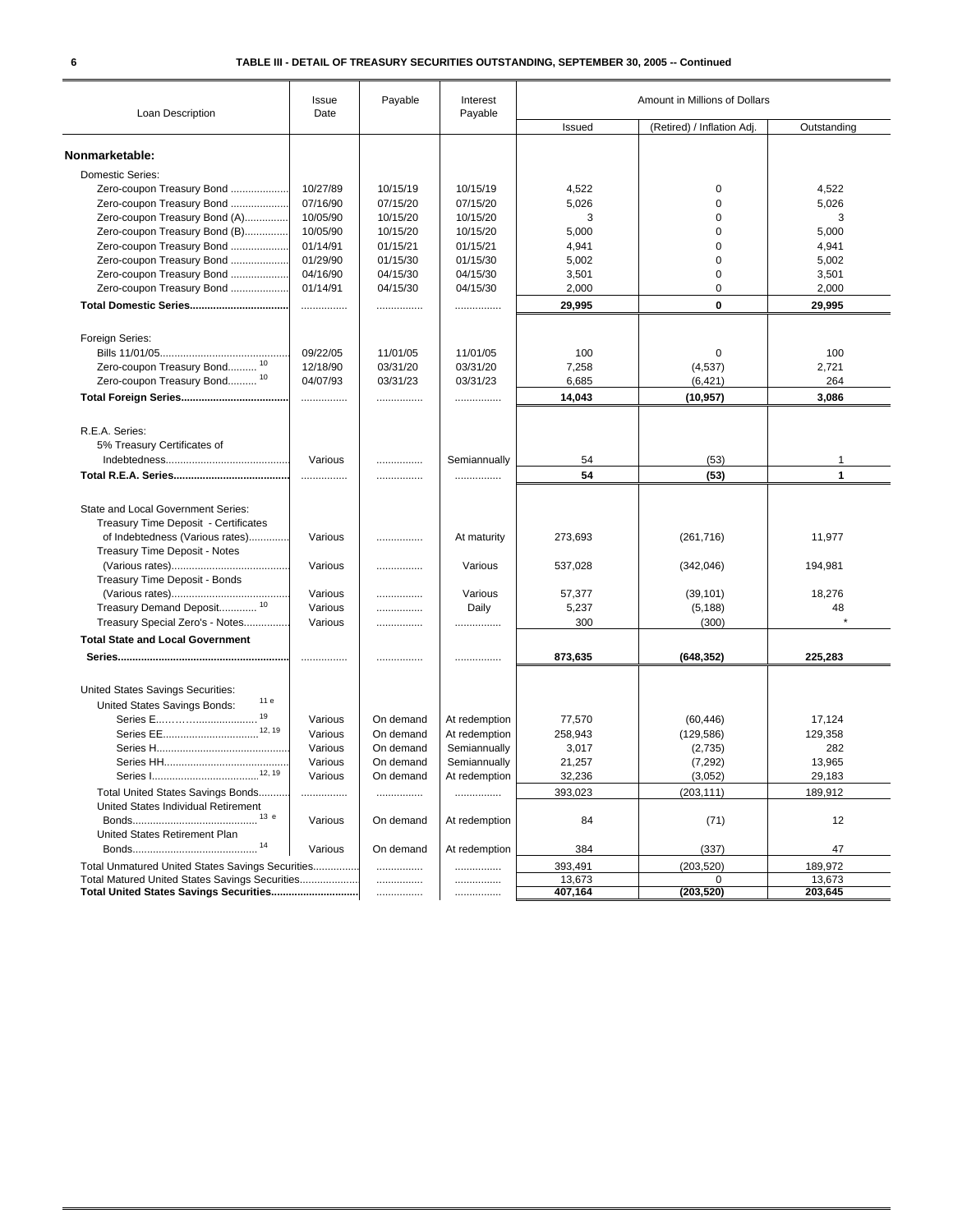## TABLE III - DETAIL OF TREASURY SECURITIES OUTSTANDING, SEPTEMBER 30, 2005 -- Continued

| Loan Description | Issue Date | Payable | Interest Payable | Amount in Millions of Dollars | | |
|---|---|---|---|---|---|---|
| | | | | Issued | (Retired) / Inflation Adj. | Outstanding |
| **Nonmarketable:** | | | | | | |
| Domestic Series: | | | | | | |
| Zero-coupon Treasury Bond | 10/27/89 | 10/15/19 | 10/15/19 | 4,522 | 0 | 4,522 |
| Zero-coupon Treasury Bond | 07/16/90 | 07/15/20 | 07/15/20 | 5,026 | 0 | 5,026 |
| Zero-coupon Treasury Bond (A) | 10/05/90 | 10/15/20 | 10/15/20 | 3 | 0 | 3 |
| Zero-coupon Treasury Bond (B) | 10/05/90 | 10/15/20 | 10/15/20 | 5,000 | 0 | 5,000 |
| Zero-coupon Treasury Bond | 01/14/91 | 01/15/21 | 01/15/21 | 4,941 | 0 | 4,941 |
| Zero-coupon Treasury Bond | 01/29/90 | 01/15/30 | 01/15/30 | 5,002 | 0 | 5,002 |
| Zero-coupon Treasury Bond | 04/16/90 | 04/15/30 | 04/15/30 | 3,501 | 0 | 3,501 |
| Zero-coupon Treasury Bond | 01/14/91 | 04/15/30 | 04/15/30 | 2,000 | 0 | 2,000 |
| **Total Domestic Series** | ................ | ................ | ................ | **29,995** | **0** | **29,995** |
| Foreign Series: | | | | | | |
| Bills 11/01/05 | 09/22/05 | 11/01/05 | 11/01/05 | 100 | 0 | 100 |
| Zero-coupon Treasury Bond [10] | 12/18/90 | 03/31/20 | 03/31/20 | 7,258 | (4,537) | 2,721 |
| Zero-coupon Treasury Bond [10] | 04/07/93 | 03/31/23 | 03/31/23 | 6,685 | (6,421) | 264 |
| **Total Foreign Series** | ................ | ................ | ................ | **14,043** | **(10,957)** | **3,086** |
| R.E.A. Series: | | | | | | |
| 5% Treasury Certificates of Indebtedness | Various | ................ | Semiannually | 54 | (53) | 1 |
| **Total R.E.A. Series** | ................ | ................ | ................ | **54** | **(53)** | **1** |
| State and Local Government Series: | | | | | | |
| Treasury Time Deposit - Certificates of Indebtedness (Various rates) | Various | ................ | At maturity | 273,693 | (261,716) | 11,977 |
| Treasury Time Deposit - Notes (Various rates) | Various | ................ | Various | 537,028 | (342,046) | 194,981 |
| Treasury Time Deposit - Bonds (Various rates) | Various | ................ | Various | 57,377 | (39,101) | 18,276 |
| Treasury Demand Deposit [10] | Various | ................ | Daily | 5,237 | (5,188) | 48 |
| Treasury Special Zero's - Notes | Various | ................ | ................ | 300 | (300) | * |
| **Total State and Local Government Series** | ................ | ................ | ................ | **873,635** | **(648,352)** | **225,283** |
| United States Savings Securities: | | | | | | |
| United States Savings Bonds: [11 e] | | | | | | |
| Series E [19] | Various | On demand | At redemption | 77,570 | (60,446) | 17,124 |
| Series EE [12, 19] | Various | On demand | At redemption | 258,943 | (129,586) | 129,358 |
| Series H | Various | On demand | Semiannually | 3,017 | (2,735) | 282 |
| Series HH | Various | On demand | Semiannually | 21,257 | (7,292) | 13,965 |
| Series I [12, 19] | Various | On demand | At redemption | 32,236 | (3,052) | 29,183 |
| Total United States Savings Bonds | ................ | ................ | ................ | 393,023 | (203,111) | 189,912 |
| United States Individual Retirement Bonds [13 e] | Various | On demand | At redemption | 84 | (71) | 12 |
| United States Retirement Plan Bonds [14] | Various | On demand | At redemption | 384 | (337) | 47 |
| Total Unmatured United States Savings Securities | ................ | ................ | ................ | 393,491 | (203,520) | 189,972 |
| Total Matured United States Savings Securities | ................ | ................ | ................ | 13,673 | 0 | 13,673 |
| **Total United States Savings Securities** | ................ | ................ | ................ | **407,164** | **(203,520)** | **203,645** |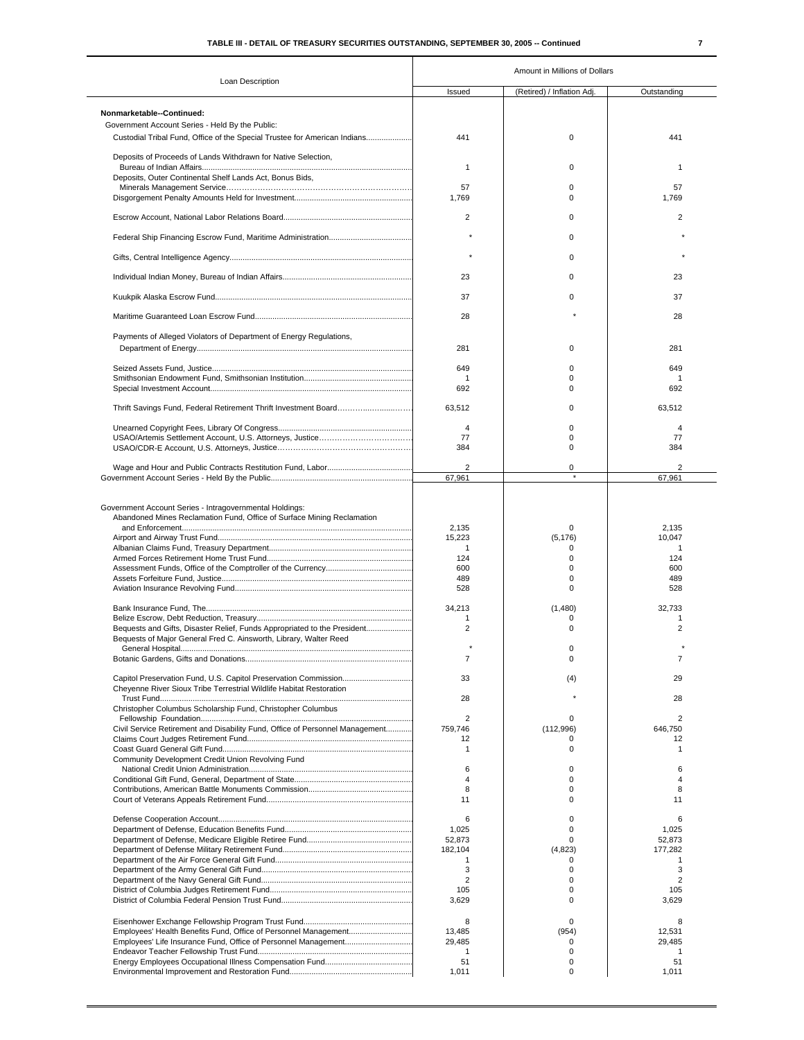**TABLE III - DETAIL OF TREASURY SECURITIES OUTSTANDING, SEPTEMBER 30, 2005 -- Continued**

| Loan Description | Amount in Millions of Dollars | | |
|---|---|---|---|
| | Issued | (Retired) / Inflation Adj. | Outstanding |
| **Nonmarketable--Continued:** | | | |
| Government Account Series - Held By the Public: | | | |
| Custodial Tribal Fund, Office of the Special Trustee for American Indians | 441 | 0 | 441 |
| Deposits of Proceeds of Lands Withdrawn for Native Selection, Bureau of Indian Affairs | 1 | 0 | 1 |
| Deposits, Outer Continental Shelf Lands Act, Bonus Bids, Minerals Management Service | 57 | 0 | 57 |
| Disgorgement Penalty Amounts Held for Investment | 1,769 | 0 | 1,769 |
| Escrow Account, National Labor Relations Board | 2 | 0 | 2 |
| Federal Ship Financing Escrow Fund, Maritime Administration | * | 0 | * |
| Gifts, Central Intelligence Agency | * | 0 | * |
| Individual Indian Money, Bureau of Indian Affairs | 23 | 0 | 23 |
| Kuukpik Alaska Escrow Fund | 37 | 0 | 37 |
| Maritime Guaranteed Loan Escrow Fund | 28 | * | 28 |
| Payments of Alleged Violators of Department of Energy Regulations, Department of Energy | 281 | 0 | 281 |
| Seized Assets Fund, Justice | 649 | 0 | 649 |
| Smithsonian Endowment Fund, Smithsonian Institution | 1 | 0 | 1 |
| Special Investment Account | 692 | 0 | 692 |
| Thrift Savings Fund, Federal Retirement Thrift Investment Board | 63,512 | 0 | 63,512 |
| Unearned Copyright Fees, Library Of Congress | 4 | 0 | 4 |
| USAO/Artemis Settlement Account, U.S. Attorneys, Justice | 77 | 0 | 77 |
| USAO/CDR-E Account, U.S. Attorneys, Justice | 384 | 0 | 384 |
| Wage and Hour and Public Contracts Restitution Fund, Labor | 2 | 0 | 2 |
| Government Account Series - Held By the Public | 67,961 | * | 67,961 |
| Government Account Series - Intragovernmental Holdings: | | | |
| Abandoned Mines Reclamation Fund, Office of Surface Mining Reclamation and Enforcement | 2,135 | 0 | 2,135 |
| Airport and Airway Trust Fund | 15,223 | (5,176) | 10,047 |
| Albanian Claims Fund, Treasury Department | 1 | 0 | 1 |
| Armed Forces Retirement Home Trust Fund | 124 | 0 | 124 |
| Assessment Funds, Office of the Comptroller of the Currency | 600 | 0 | 600 |
| Assets Forfeiture Fund, Justice | 489 | 0 | 489 |
| Aviation Insurance Revolving Fund | 528 | 0 | 528 |
| Bank Insurance Fund, The | 34,213 | (1,480) | 32,733 |
| Belize Escrow, Debt Reduction, Treasury | 1 | 0 | 1 |
| Bequests and Gifts, Disaster Relief, Funds Appropriated to the President | 2 | 0 | 2 |
| Bequests of Major General Fred C. Ainsworth, Library, Walter Reed General Hospital | * | 0 | * |
| Botanic Gardens, Gifts and Donations | 7 | 0 | 7 |
| Capitol Preservation Fund, U.S. Capitol Preservation Commission | 33 | (4) | 29 |
| Cheyenne River Sioux Tribe Terrestrial Wildlife Habitat Restoration Trust Fund | 28 | * | 28 |
| Christopher Columbus Scholarship Fund, Christopher Columbus Fellowship Foundation | 2 | 0 | 2 |
| Civil Service Retirement and Disability Fund, Office of Personnel Management | 759,746 | (112,996) | 646,750 |
| Claims Court Judges Retirement Fund | 12 | 0 | 12 |
| Coast Guard General Gift Fund | 1 | 0 | 1 |
| Community Development Credit Union Revolving Fund National Credit Union Administration | 6 | 0 | 6 |
| Conditional Gift Fund, General, Department of State | 4 | 0 | 4 |
| Contributions, American Battle Monuments Commission | 8 | 0 | 8 |
| Court of Veterans Appeals Retirement Fund | 11 | 0 | 11 |
| Defense Cooperation Account | 6 | 0 | 6 |
| Department of Defense, Education Benefits Fund | 1,025 | 0 | 1,025 |
| Department of Defense, Medicare Eligible Retiree Fund | 52,873 | 0 | 52,873 |
| Department of Defense Military Retirement Fund | 182,104 | (4,823) | 177,282 |
| Department of the Air Force General Gift Fund | 1 | 0 | 1 |
| Department of the Army General Gift Fund | 3 | 0 | 3 |
| Department of the Navy General Gift Fund | 2 | 0 | 2 |
| District of Columbia Judges Retirement Fund | 105 | 0 | 105 |
| District of Columbia Federal Pension Trust Fund | 3,629 | 0 | 3,629 |
| Eisenhower Exchange Fellowship Program Trust Fund | 8 | 0 | 8 |
| Employees' Health Benefits Fund, Office of Personnel Management | 13,485 | (954) | 12,531 |
| Employees' Life Insurance Fund, Office of Personnel Management | 29,485 | 0 | 29,485 |
| Endeavor Teacher Fellowship Trust Fund | 1 | 0 | 1 |
| Energy Employees Occupational Illness Compensation Fund | 51 | 0 | 51 |
| Environmental Improvement and Restoration Fund | 1,011 | 0 | 1,011 |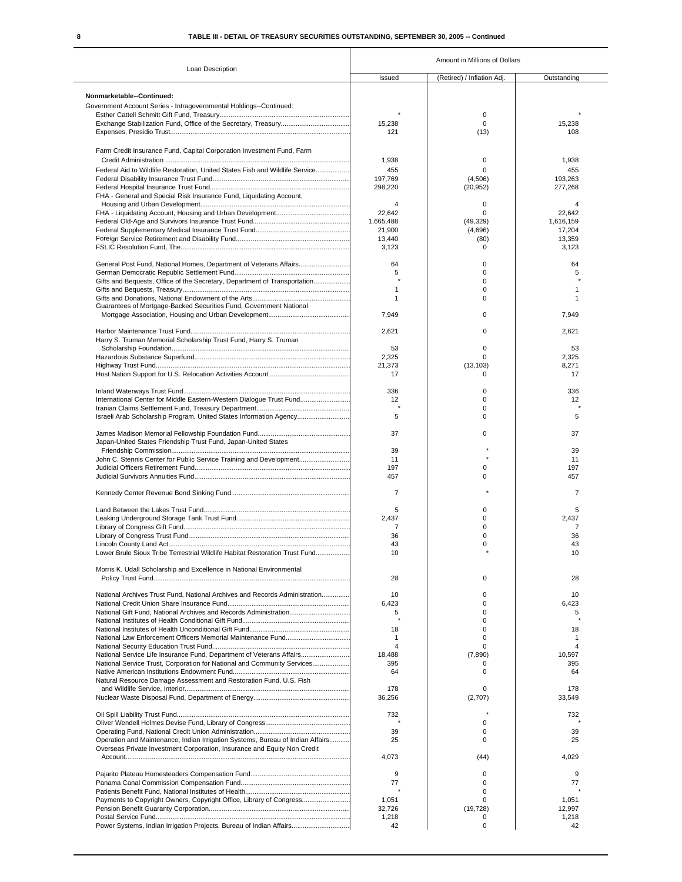## TABLE III - DETAIL OF TREASURY SECURITIES OUTSTANDING, SEPTEMBER 30, 2005 -- Continued

| Loan Description | Amount in Millions of Dollars | | |
|---|---|---|---|
| | Issued | (Retired) / Inflation Adj. | Outstanding |
| **Nonmarketable--Continued:** | | | |
| Government Account Series - Intragovernmental Holdings--Continued: | | | |
| Esther Cattell Schmitt Gift Fund, Treasury | * | 0 | * |
| Exchange Stabilization Fund, Office of the Secretary, Treasury | 15,238 | 0 | 15,238 |
| Expenses, Presidio Trust | 121 | (13) | 108 |
| Farm Credit Insurance Fund, Capital Corporation Investment Fund, Farm Credit Administration | 1,938 | 0 | 1,938 |
| Federal Aid to Wildlife Restoration, United States Fish and Wildlife Service | 455 | 0 | 455 |
| Federal Disability Insurance Trust Fund | 197,769 | (4,506) | 193,263 |
| Federal Hospital Insurance Trust Fund | 298,220 | (20,952) | 277,268 |
| FHA - General and Special Risk Insurance Fund, Liquidating Account, Housing and Urban Development | 4 | 0 | 4 |
| FHA - Liquidating Account, Housing and Urban Development | 22,642 | 0 | 22,642 |
| Federal Old-Age and Survivors Insurance Trust Fund | 1,665,488 | (49,329) | 1,616,159 |
| Federal Supplementary Medical Insurance Trust Fund | 21,900 | (4,696) | 17,204 |
| Foreign Service Retirement and Disability Fund | 13,440 | (80) | 13,359 |
| FSLIC Resolution Fund, The | 3,123 | 0 | 3,123 |
| General Post Fund, National Homes, Department of Veterans Affairs | 64 | 0 | 64 |
| German Democratic Republic Settlement Fund | 5 | 0 | 5 |
| Gifts and Bequests, Office of the Secretary, Department of Transportation | * | 0 | * |
| Gifts and Bequests, Treasury | 1 | 0 | 1 |
| Gifts and Donations, National Endowment of the Arts | 1 | 0 | 1 |
| Guarantees of Mortgage-Backed Securities Fund, Government National Mortgage Association, Housing and Urban Development | 7,949 | 0 | 7,949 |
| Harbor Maintenance Trust Fund | 2,621 | 0 | 2,621 |
| Harry S. Truman Memorial Scholarship Trust Fund, Harry S. Truman Scholarship Foundation | 53 | 0 | 53 |
| Hazardous Substance Superfund | 2,325 | 0 | 2,325 |
| Highway Trust Fund | 21,373 | (13,103) | 8,271 |
| Host Nation Support for U.S. Relocation Activities Account | 17 | 0 | 17 |
| Inland Waterways Trust Fund | 336 | 0 | 336 |
| International Center for Middle Eastern-Western Dialogue Trust Fund | 12 | 0 | 12 |
| Iranian Claims Settlement Fund, Treasury Department | * | 0 | * |
| Israeli Arab Scholarship Program, United States Information Agency | 5 | 0 | 5 |
| James Madison Memorial Fellowship Foundation Fund | 37 | 0 | 37 |
| Japan-United States Friendship Trust Fund, Japan-United States Friendship Commission | 39 | * | 39 |
| John C. Stennis Center for Public Service Training and Development | 11 | * | 11 |
| Judicial Officers Retirement Fund | 197 | 0 | 197 |
| Judicial Survivors Annuities Fund | 457 | 0 | 457 |
| Kennedy Center Revenue Bond Sinking Fund | 7 | * | 7 |
| Land Between the Lakes Trust Fund | 5 | 0 | 5 |
| Leaking Underground Storage Tank Trust Fund | 2,437 | 0 | 2,437 |
| Library of Congress Gift Fund | 7 | 0 | 7 |
| Library of Congress Trust Fund | 36 | 0 | 36 |
| Lincoln County Land Act | 43 | 0 | 43 |
| Lower Brule Sioux Tribe Terrestrial Wildlife Habitat Restoration Trust Fund | 10 | * | 10 |
| Morris K. Udall Scholarship and Excellence in National Environmental Policy Trust Fund | 28 | 0 | 28 |
| National Archives Trust Fund, National Archives and Records Administration | 10 | 0 | 10 |
| National Credit Union Share Insurance Fund | 6,423 | 0 | 6,423 |
| National Gift Fund, National Archives and Records Administration | 5 | 0 | 5 |
| National Institutes of Health Conditional Gift Fund | * | 0 | * |
| National Institutes of Health Unconditional Gift Fund | 18 | 0 | 18 |
| National Law Enforcement Officers Memorial Maintenance Fund | 1 | 0 | 1 |
| National Security Education Trust Fund | 4 | 0 | 4 |
| National Service Life Insurance Fund, Department of Veterans Affairs | 18,488 | (7,890) | 10,597 |
| National Service Trust, Corporation for National and Community Services | 395 | 0 | 395 |
| Native American Institutions Endowment Fund | 64 | 0 | 64 |
| Natural Resource Damage Assessment and Restoration Fund, U.S. Fish and Wildlife Service, Interior | 178 | 0 | 178 |
| Nuclear Waste Disposal Fund, Department of Energy | 36,256 | (2,707) | 33,549 |
| Oil Spill Liability Trust Fund | 732 | * | 732 |
| Oliver Wendell Holmes Devise Fund, Library of Congress | * | 0 | * |
| Operating Fund, National Credit Union Administration | 39 | 0 | 39 |
| Operation and Maintenance, Indian Irrigation Systems, Bureau of Indian Affairs | 25 | 0 | 25 |
| Overseas Private Investment Corporation, Insurance and Equity Non Credit Account | 4,073 | (44) | 4,029 |
| Pajarito Plateau Homesteaders Compensation Fund | 9 | 0 | 9 |
| Panama Canal Commission Compensation Fund | 77 | 0 | 77 |
| Patients Benefit Fund, National Institutes of Health | * | 0 | * |
| Payments to Copyright Owners, Copyright Office, Library of Congress | 1,051 | 0 | 1,051 |
| Pension Benefit Guaranty Corporation | 32,726 | (19,728) | 12,997 |
| Postal Service Fund | 1,218 | 0 | 1,218 |
| Power Systems, Indian Irrigation Projects, Bureau of Indian Affairs | 42 | 0 | 42 |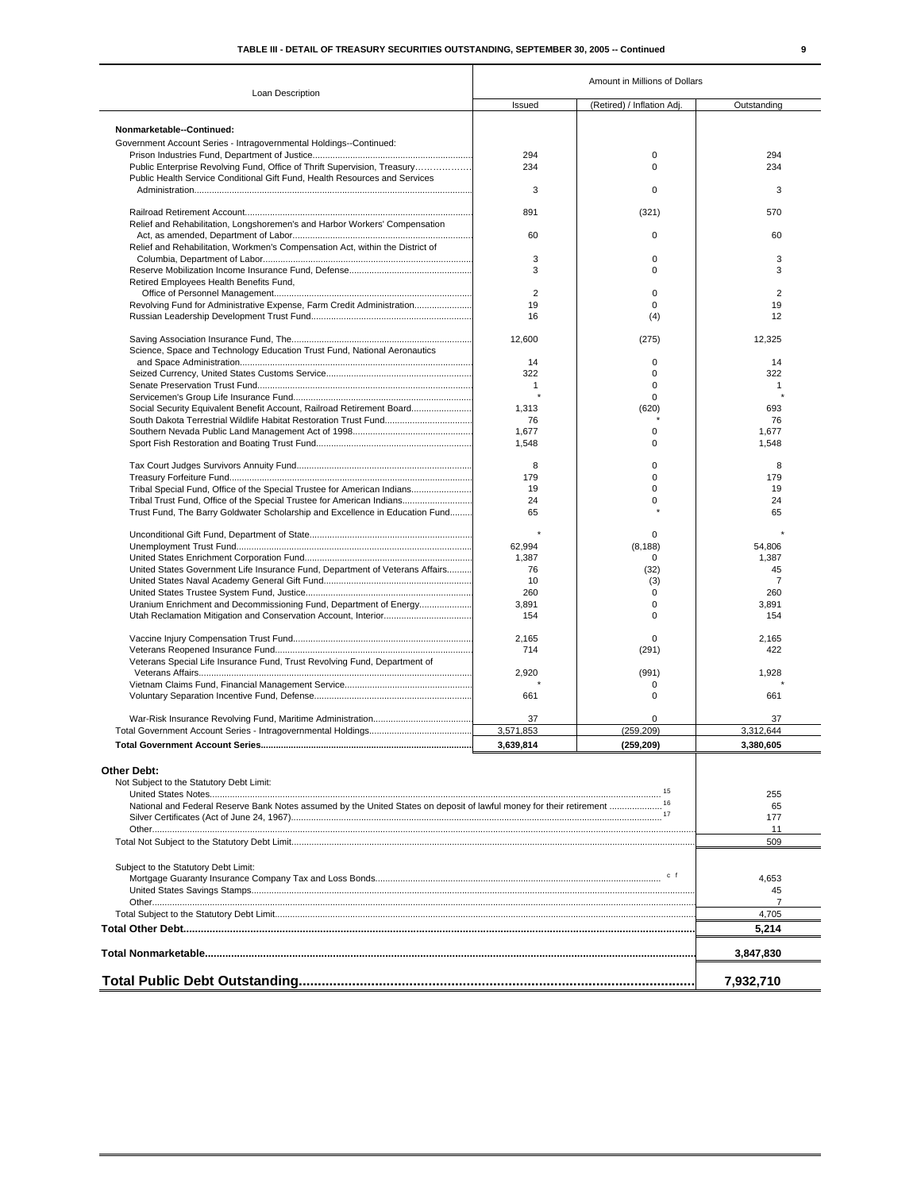**TABLE III - DETAIL OF TREASURY SECURITIES OUTSTANDING, SEPTEMBER 30, 2005 -- Continued**

| Loan Description | Amount in Millions of Dollars | | |
|---|---|---|---|
| | Issued | (Retired) / Inflation Adj. | Outstanding |
| **Nonmarketable--Continued:** | | | |
| Government Account Series - Intragovernmental Holdings--Continued: | | | |
| Prison Industries Fund, Department of Justice | 294 | 0 | 294 |
| Public Enterprise Revolving Fund, Office of Thrift Supervision, Treasury | 234 | 0 | 234 |
| Public Health Service Conditional Gift Fund, Health Resources and Services Administration | 3 | 0 | 3 |
| Railroad Retirement Account | 891 | (321) | 570 |
| Relief and Rehabilitation, Longshoremen's and Harbor Workers' Compensation Act, as amended, Department of Labor | 60 | 0 | 60 |
| Relief and Rehabilitation, Workmen's Compensation Act, within the District of Columbia, Department of Labor | 3 | 0 | 3 |
| Reserve Mobilization Income Insurance Fund, Defense | 3 | 0 | 3 |
| Retired Employees Health Benefits Fund, Office of Personnel Management | 2 | 0 | 2 |
| Revolving Fund for Administrative Expense, Farm Credit Administration | 19 | 0 | 19 |
| Russian Leadership Development Trust Fund | 16 | (4) | 12 |
| Saving Association Insurance Fund, The | 12,600 | (275) | 12,325 |
| Science, Space and Technology Education Trust Fund, National Aeronautics and Space Administration | 14 | 0 | 14 |
| Seized Currency, United States Customs Service | 322 | 0 | 322 |
| Senate Preservation Trust Fund | 1 | 0 | 1 |
| Servicemen's Group Life Insurance Fund | * | 0 | * |
| Social Security Equivalent Benefit Account, Railroad Retirement Board | 1,313 | (620) | 693 |
| South Dakota Terrestrial Wildlife Habitat Restoration Trust Fund | 76 | * | 76 |
| Southern Nevada Public Land Management Act of 1998 | 1,677 | 0 | 1,677 |
| Sport Fish Restoration and Boating Trust Fund | 1,548 | 0 | 1,548 |
| Tax Court Judges Survivors Annuity Fund | 8 | 0 | 8 |
| Treasury Forfeiture Fund | 179 | 0 | 179 |
| Tribal Special Fund, Office of the Special Trustee for American Indians | 19 | 0 | 19 |
| Tribal Trust Fund, Office of the Special Trustee for American Indians | 24 | 0 | 24 |
| Trust Fund, The Barry Goldwater Scholarship and Excellence in Education Fund | 65 | * | 65 |
| Unconditional Gift Fund, Department of State | * | 0 | * |
| Unemployment Trust Fund | 62,994 | (8,188) | 54,806 |
| United States Enrichment Corporation Fund | 1,387 | 0 | 1,387 |
| United States Government Life Insurance Fund, Department of Veterans Affairs | 76 | (32) | 45 |
| United States Naval Academy General Gift Fund | 10 | (3) | 7 |
| United States Trustee System Fund, Justice | 260 | 0 | 260 |
| Uranium Enrichment and Decommissioning Fund, Department of Energy | 3,891 | 0 | 3,891 |
| Utah Reclamation Mitigation and Conservation Account, Interior | 154 | 0 | 154 |
| Vaccine Injury Compensation Trust Fund | 2,165 | 0 | 2,165 |
| Veterans Reopened Insurance Fund | 714 | (291) | 422 |
| Veterans Special Life Insurance Fund, Trust Revolving Fund, Department of Veterans Affairs | 2,920 | (991) | 1,928 |
| Vietnam Claims Fund, Financial Management Service | * | 0 | * |
| Voluntary Separation Incentive Fund, Defense | 661 | 0 | 661 |
| War-Risk Insurance Revolving Fund, Maritime Administration | 37 | 0 | 37 |
| Total Government Account Series - Intragovernmental Holdings | 3,571,853 | (259,209) | 3,312,644 |
| **Total Government Account Series** | **3,639,814** | **(259,209)** | **3,380,605** |
| **Other Debt:** | | | |
| Not Subject to the Statutory Debt Limit: | | | |
| United States Notes [15] | | | 255 |
| National and Federal Reserve Bank Notes assumed by the United States on deposit of lawful money for their retirement [16] | | | 65 |
| Silver Certificates (Act of June 24, 1967) [17] | | | 177 |
| Other | | | 11 |
| Total Not Subject to the Statutory Debt Limit | | | 509 |
| Subject to the Statutory Debt Limit: | | | |
| Mortgage Guaranty Insurance Company Tax and Loss Bonds [c f] | | | 4,653 |
| United States Savings Stamps | | | 45 |
| Other | | | 7 |
| Total Subject to the Statutory Debt Limit | | | 4,705 |
| **Total Other Debt** | | | **5,214** |
| **Total Nonmarketable** | | | **3,847,830** |
| **Total Public Debt Outstanding** | | | **7,932,710** |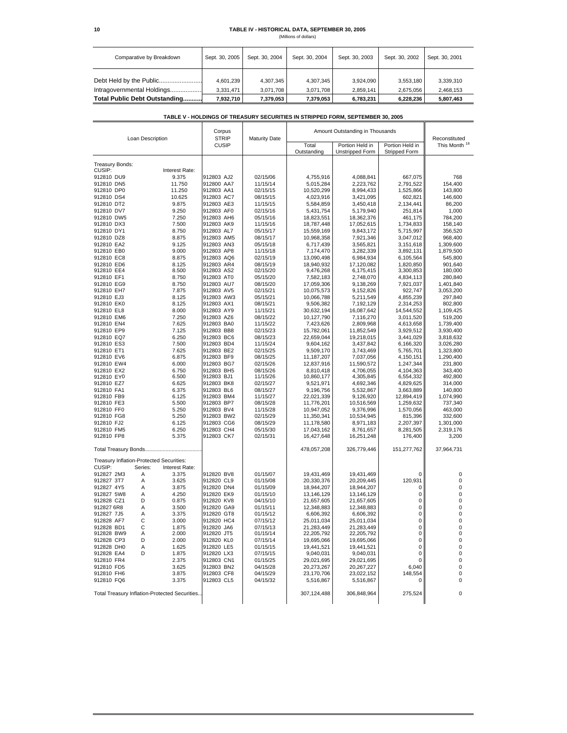## TABLE IV - HISTORICAL DATA, SEPTEMBER 30, 2005

(Millions of dollars)

| Comparative by Breakdown | Sept. 30, 2005 | Sept. 30, 2004 | Sept. 30, 2004 | Sept. 30, 2003 | Sept. 30, 2002 | Sept. 30, 2001 |
|---|---|---|---|---|---|---|
| Debt Held by the Public.......................... | 4,601,239 | 4,307,345 | 4,307,345 | 3,924,090 | 3,553,180 | 3,339,310 |
| Intragovernmental Holdings.................. | 3,331,471 | 3,071,708 | 3,071,708 | 2,859,141 | 2,675,056 | 2,468,153 |
| **Total Public Debt Outstanding...........** | **7,932,710** | **7,379,053** | **7,379,053** | **6,783,231** | **6,228,236** | **5,807,463** |

## TABLE V - HOLDINGS OF TREASURY SECURITIES IN STRIPPED FORM, SEPTEMBER 30, 2005

| Loan Description | | | Corpus STRIP CUSIP | Maturity Date | Amount Outstanding in Thousands | | | Reconstituted This Month [18] |
|---|---|---|---|---|---|---|---|---|
| | | | | | Total Outstanding | Portion Held in Unstripped Form | Portion Held in Stripped Form | |
| Treasury Bonds: | | | | | | | | |
| CUSIP: | | Interest Rate: | | | | | | |
| 912810 DU9 | | 9.375 | 912803 AJ2 | 02/15/06 | 4,755,916 | 4,088,841 | 667,075 | 768 |
| 912810 DN5 | | 11.750 | 912800 AA7 | 11/15/14 | 5,015,284 | 2,223,762 | 2,791,522 | 154,400 |
| 912810 DP0 | | 11.250 | 912803 AA1 | 02/15/15 | 10,520,299 | 8,994,433 | 1,525,866 | 143,800 |
| 912810 DS4 | | 10.625 | 912803 AC7 | 08/15/15 | 4,023,916 | 3,421,095 | 602,821 | 146,600 |
| 912810 DT2 | | 9.875 | 912803 AE3 | 11/15/15 | 5,584,859 | 3,450,418 | 2,134,441 | 86,200 |
| 912810 DV7 | | 9.250 | 912803 AF0 | 02/15/16 | 5,431,754 | 5,179,940 | 251,814 | 1,000 |
| 912810 DW5 | | 7.250 | 912803 AH6 | 05/15/16 | 18,823,551 | 18,362,376 | 461,175 | 784,200 |
| 912810 DX3 | | 7.500 | 912803 AK9 | 11/15/16 | 18,787,448 | 17,052,615 | 1,734,833 | 158,140 |
| 912810 DY1 | | 8.750 | 912803 AL7 | 05/15/17 | 15,559,169 | 9,843,172 | 5,715,997 | 356,520 |
| 912810 DZ8 | | 8.875 | 912803 AM5 | 08/15/17 | 10,968,358 | 7,921,346 | 3,047,012 | 968,400 |
| 912810 EA2 | | 9.125 | 912803 AN3 | 05/15/18 | 6,717,439 | 3,565,821 | 3,151,618 | 1,309,600 |
| 912810 EB0 | | 9.000 | 912803 AP8 | 11/15/18 | 7,174,470 | 3,282,339 | 3,892,131 | 1,879,500 |
| 912810 EC8 | | 8.875 | 912803 AQ6 | 02/15/19 | 13,090,498 | 6,984,934 | 6,105,564 | 545,800 |
| 912810 ED6 | | 8.125 | 912803 AR4 | 08/15/19 | 18,940,932 | 17,120,082 | 1,820,850 | 901,640 |
| 912810 EE4 | | 8.500 | 912803 AS2 | 02/15/20 | 9,476,268 | 6,175,415 | 3,300,853 | 180,000 |
| 912810 EF1 | | 8.750 | 912803 AT0 | 05/15/20 | 7,582,183 | 2,748,070 | 4,834,113 | 280,840 |
| 912810 EG9 | | 8.750 | 912803 AU7 | 08/15/20 | 17,059,306 | 9,138,269 | 7,921,037 | 1,401,840 |
| 912810 EH7 | | 7.875 | 912803 AV5 | 02/15/21 | 10,075,573 | 9,152,826 | 922,747 | 3,053,200 |
| 912810 EJ3 | | 8.125 | 912803 AW3 | 05/15/21 | 10,066,788 | 5,211,549 | 4,855,239 | 297,840 |
| 912810 EK0 | | 8.125 | 912803 AX1 | 08/15/21 | 9,506,382 | 7,192,129 | 2,314,253 | 802,800 |
| 912810 EL8 | | 8.000 | 912803 AY9 | 11/15/21 | 30,632,194 | 16,087,642 | 14,544,552 | 1,109,425 |
| 912810 EM6 | | 7.250 | 912803 AZ6 | 08/15/22 | 10,127,790 | 7,116,270 | 3,011,520 | 519,200 |
| 912810 EN4 | | 7.625 | 912803 BA0 | 11/15/22 | 7,423,626 | 2,809,968 | 4,613,658 | 1,739,400 |
| 912810 EP9 | | 7.125 | 912803 BB8 | 02/15/23 | 15,782,061 | 11,852,549 | 3,929,512 | 3,930,400 |
| 912810 EQ7 | | 6.250 | 912803 BC6 | 08/15/23 | 22,659,044 | 19,218,015 | 3,441,029 | 3,818,632 |
| 912810 ES3 | | 7.500 | 912803 BD4 | 11/15/24 | 9,604,162 | 3,437,842 | 6,166,320 | 3,026,280 |
| 912810 ET1 | | 7.625 | 912803 BE2 | 02/15/25 | 9,509,170 | 3,743,469 | 5,765,701 | 1,323,800 |
| 912810 EV6 | | 6.875 | 912803 BF9 | 08/15/25 | 11,187,207 | 7,037,056 | 4,150,151 | 1,290,400 |
| 912810 EW4 | | 6.000 | 912803 BG7 | 02/15/26 | 12,837,916 | 11,590,572 | 1,247,344 | 231,800 |
| 912810 EX2 | | 6.750 | 912803 BH5 | 08/15/26 | 8,810,418 | 4,706,055 | 4,104,363 | 343,400 |
| 912810 EY0 | | 6.500 | 912803 BJ1 | 11/15/26 | 10,860,177 | 4,305,845 | 6,554,332 | 492,800 |
| 912810 EZ7 | | 6.625 | 912803 BK8 | 02/15/27 | 9,521,971 | 4,692,346 | 4,829,625 | 314,000 |
| 912810 FA1 | | 6.375 | 912803 BL6 | 08/15/27 | 9,196,756 | 5,532,867 | 3,663,889 | 140,800 |
| 912810 FB9 | | 6.125 | 912803 BM4 | 11/15/27 | 22,021,339 | 9,126,920 | 12,894,419 | 1,074,990 |
| 912810 FE3 | | 5.500 | 912803 BP7 | 08/15/28 | 11,776,201 | 10,516,569 | 1,259,632 | 737,340 |
| 912810 FF0 | | 5.250 | 912803 BV4 | 11/15/28 | 10,947,052 | 9,376,996 | 1,570,056 | 463,000 |
| 912810 FG8 | | 5.250 | 912803 BW2 | 02/15/29 | 11,350,341 | 10,534,945 | 815,396 | 332,600 |
| 912810 FJ2 | | 6.125 | 912803 CG6 | 08/15/29 | 11,178,580 | 8,971,183 | 2,207,397 | 1,301,000 |
| 912810 FM5 | | 6.250 | 912803 CH4 | 05/15/30 | 17,043,162 | 8,761,657 | 8,281,505 | 2,319,176 |
| 912810 FP8 | | 5.375 | 912803 CK7 | 02/15/31 | 16,427,648 | 16,251,248 | 176,400 | 3,200 |
| Total Treasury Bonds...................................... | | | | | 478,057,208 | 326,779,446 | 151,277,762 | 37,964,731 |
| Treasury Inflation-Protected Securities: | | | | | | | | |
| CUSIP: | Series: | Interest Rate: | | | | | | |
| 912827 2M3 | A | 3.375 | 912820 BV8 | 01/15/07 | 19,431,469 | 19,431,469 | 0 | 0 |
| 912827 3T7 | A | 3.625 | 912820 CL9 | 01/15/08 | 20,330,376 | 20,209,445 | 120,931 | 0 |
| 912827 4Y5 | A | 3.875 | 912820 DN4 | 01/15/09 | 18,944,207 | 18,944,207 | 0 | 0 |
| 912827 5W8 | A | 4.250 | 912820 EK9 | 01/15/10 | 13,146,129 | 13,146,129 | 0 | 0 |
| 912828 CZ1 | D | 0.875 | 912820 KV8 | 04/15/10 | 21,657,605 | 21,657,605 | 0 | 0 |
| 912827 6R8 | A | 3.500 | 912820 GA9 | 01/15/11 | 12,348,883 | 12,348,883 | 0 | 0 |
| 912827 7J5 | A | 3.375 | 912820 GT8 | 01/15/12 | 6,606,392 | 6,606,392 | 0 | 0 |
| 912828 AF7 | C | 3.000 | 912820 HC4 | 07/15/12 | 25,011,034 | 25,011,034 | 0 | 0 |
| 912828 BD1 | C | 1.875 | 912820 JA6 | 07/15/13 | 21,283,449 | 21,283,449 | 0 | 0 |
| 912828 BW9 | A | 2.000 | 912820 JT5 | 01/15/14 | 22,205,792 | 22,205,792 | 0 | 0 |
| 912828 CP3 | D | 2.000 | 912820 KL0 | 07/15/14 | 19,695,066 | 19,695,066 | 0 | 0 |
| 912828 DH0 | A | 1.625 | 912820 LE5 | 01/15/15 | 19,441,521 | 19,441,521 | 0 | 0 |
| 912828 EA4 | D | 1.875 | 912820 LX3 | 07/15/15 | 9,040,031 | 9,040,031 | 0 | 0 |
| 912810 FR4 | | 2.375 | 912803 CN1 | 01/15/25 | 29,021,695 | 29,021,695 | 0 | 0 |
| 912810 FD5 | | 3.625 | 912803 BN2 | 04/15/28 | 20,273,267 | 20,267,227 | 6,040 | 0 |
| 912810 FH6 | | 3.875 | 912803 CF8 | 04/15/29 | 23,170,706 | 23,022,152 | 148,554 | 0 |
| 912810 FQ6 | | 3.375 | 912803 CL5 | 04/15/32 | 5,516,867 | 5,516,867 | 0 | 0 |
| Total Treasury Inflation-Protected Securities.. | | | | | 307,124,488 | 306,848,964 | 275,524 | 0 |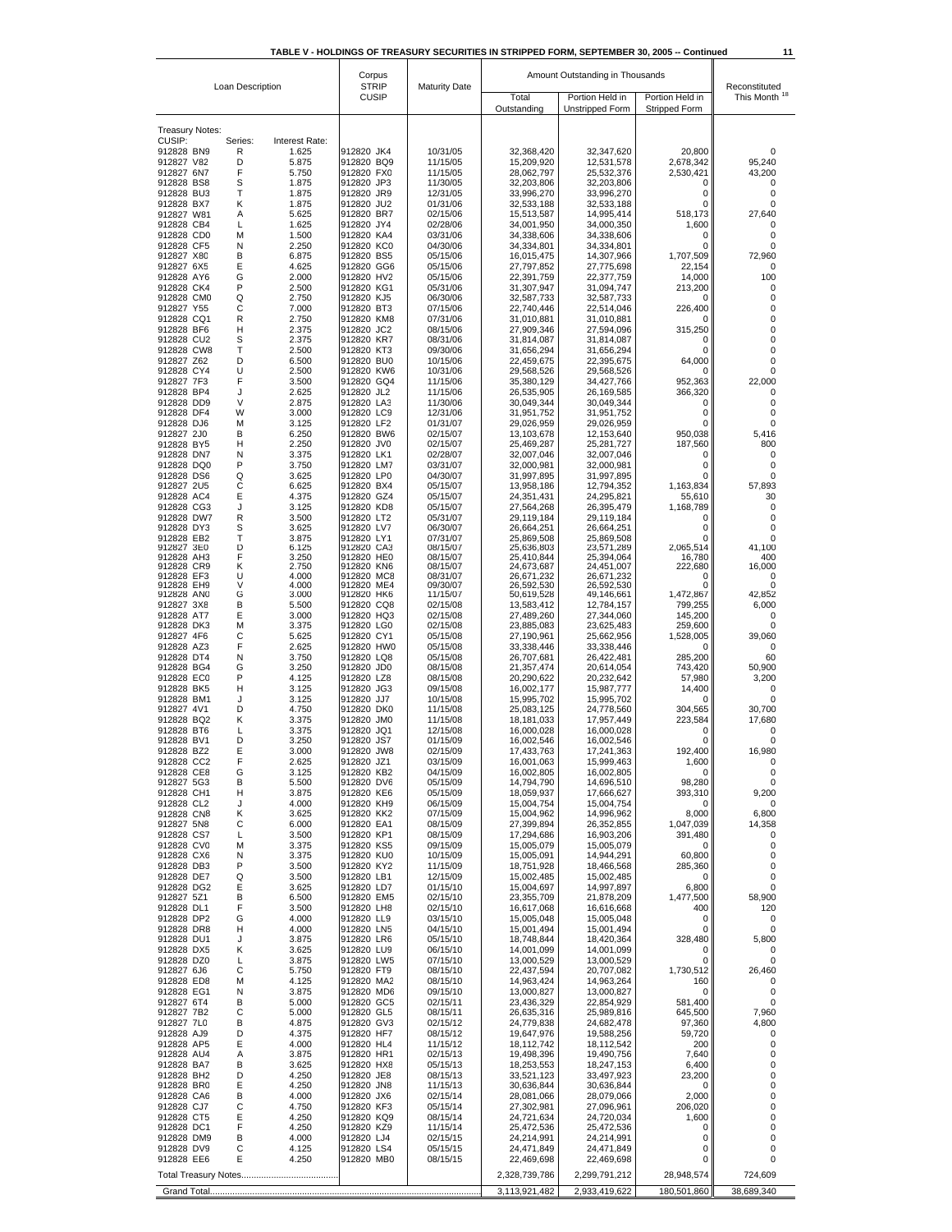**TABLE V - HOLDINGS OF TREASURY SECURITIES IN STRIPPED FORM, SEPTEMBER 30, 2005 -- Continued**

| Loan Description | | | Corpus STRIP CUSIP | Maturity Date | Amount Outstanding in Thousands | | | Reconstituted This Month [18] |
|---|---|---|---|---|---|---|---|---|
| | | | | | Total Outstanding | Portion Held in Unstripped Form | Portion Held in Stripped Form | |
| **Treasury Notes:** | | | | | | | | |
| CUSIP: | Series: | Interest Rate: | | | | | | |
| 912828 BN9 | R | 1.625 | 912820 JK4 | 10/31/05 | 32,368,420 | 32,347,620 | 20,800 | 0 |
| 912827 V82 | D | 5.875 | 912820 BQ9 | 11/15/05 | 15,209,920 | 12,531,578 | 2,678,342 | 95,240 |
| 912828 6N7 | F | 5.750 | 912820 FX0 | 11/15/05 | 28,062,797 | 25,532,376 | 2,530,421 | 43,200 |
| 912828 BS8 | S | 1.875 | 912820 JP3 | 11/30/05 | 32,203,806 | 32,203,806 | 0 | 0 |
| 912828 BU3 | T | 1.875 | 912820 JR9 | 12/31/05 | 33,996,270 | 33,996,270 | 0 | 0 |
| 912828 BX7 | K | 1.875 | 912820 JU2 | 01/31/06 | 32,533,188 | 32,533,188 | 0 | 0 |
| 912827 W81 | A | 5.625 | 912820 BR7 | 02/15/06 | 15,513,587 | 14,995,414 | 518,173 | 27,640 |
| 912828 CB4 | L | 1.625 | 912820 JY4 | 02/28/06 | 34,001,950 | 34,000,350 | 1,600 | 0 |
| 912828 CD0 | M | 1.500 | 912820 KA4 | 03/31/06 | 34,338,606 | 34,338,606 | 0 | 0 |
| 912828 CF5 | N | 2.250 | 912820 KC0 | 04/30/06 | 34,334,801 | 34,334,801 | 0 | 0 |
| 912827 X80 | B | 6.875 | 912820 BS5 | 05/15/06 | 16,015,475 | 14,307,966 | 1,707,509 | 72,960 |
| 912827 6X5 | E | 4.625 | 912820 GG6 | 05/15/06 | 27,797,852 | 27,775,698 | 22,154 | 0 |
| 912828 AY6 | G | 2.000 | 912820 HV2 | 05/15/06 | 22,391,759 | 22,377,759 | 14,000 | 100 |
| 912828 CK4 | P | 2.500 | 912820 KG1 | 05/31/06 | 31,307,947 | 31,094,747 | 213,200 | 0 |
| 912828 CM0 | Q | 2.750 | 912820 KJ5 | 06/30/06 | 32,587,733 | 32,587,733 | 0 | 0 |
| 912827 Y55 | C | 7.000 | 912820 BT3 | 07/15/06 | 22,740,446 | 22,514,046 | 226,400 | 0 |
| 912828 CQ1 | R | 2.750 | 912820 KM8 | 07/31/06 | 31,010,881 | 31,010,881 | 0 | 0 |
| 912828 BF6 | H | 2.375 | 912820 JC2 | 08/15/06 | 27,909,346 | 27,594,096 | 315,250 | 0 |
| 912828 CU2 | S | 2.375 | 912820 KR7 | 08/31/06 | 31,814,087 | 31,814,087 | 0 | 0 |
| 912828 CW8 | T | 2.500 | 912820 KT3 | 09/30/06 | 31,656,294 | 31,656,294 | 0 | 0 |
| 912827 Z62 | D | 6.500 | 912820 BU0 | 10/15/06 | 22,459,675 | 22,395,675 | 64,000 | 0 |
| 912828 CY4 | U | 2.500 | 912820 KW6 | 10/31/06 | 29,568,526 | 29,568,526 | 0 | 0 |
| 912827 7F3 | F | 3.500 | 912820 GQ4 | 11/15/06 | 35,380,129 | 34,427,766 | 952,363 | 22,000 |
| 912828 BP4 | J | 2.625 | 912820 JL2 | 11/15/06 | 26,535,905 | 26,169,585 | 366,320 | 0 |
| 912828 DD9 | V | 2.875 | 912820 LA3 | 11/30/06 | 30,049,344 | 30,049,344 | 0 | 0 |
| 912828 DF4 | W | 3.000 | 912820 LC9 | 12/31/06 | 31,951,752 | 31,951,752 | 0 | 0 |
| 912828 DJ6 | M | 3.125 | 912820 LF2 | 01/31/07 | 29,026,959 | 29,026,959 | 0 | 0 |
| 912827 2J0 | B | 6.250 | 912820 BW6 | 02/15/07 | 13,103,678 | 12,153,640 | 950,038 | 5,416 |
| 912828 BY5 | H | 2.250 | 912820 JV0 | 02/15/07 | 25,469,287 | 25,281,727 | 187,560 | 800 |
| 912828 DN7 | N | 3.375 | 912820 LK1 | 02/28/07 | 32,007,046 | 32,007,046 | 0 | 0 |
| 912828 DQ0 | P | 3.750 | 912820 LM7 | 03/31/07 | 32,000,981 | 32,000,981 | 0 | 0 |
| 912828 DS6 | Q | 3.625 | 912820 LP0 | 04/30/07 | 31,997,895 | 31,997,895 | 0 | 0 |
| 912827 2U5 | C | 6.625 | 912820 BX4 | 05/15/07 | 13,958,186 | 12,794,352 | 1,163,834 | 57,893 |
| 912828 AC4 | E | 4.375 | 912820 GZ4 | 05/15/07 | 24,351,431 | 24,295,821 | 55,610 | 30 |
| 912828 CG3 | J | 3.125 | 912820 KD8 | 05/15/07 | 27,564,268 | 26,395,479 | 1,168,789 | 0 |
| 912828 DW7 | R | 3.500 | 912820 LT2 | 05/31/07 | 29,119,184 | 29,119,184 | 0 | 0 |
| 912828 DY3 | S | 3.625 | 912820 LV7 | 06/30/07 | 26,664,251 | 26,664,251 | 0 | 0 |
| 912828 EB2 | T | 3.875 | 912820 LY1 | 07/31/07 | 25,869,508 | 25,869,508 | 0 | 0 |
| 912827 3E0 | D | 6.125 | 912820 CA3 | 08/15/07 | 25,636,803 | 23,571,289 | 2,065,514 | 41,100 |
| 912828 AH3 | F | 3.250 | 912820 HE0 | 08/15/07 | 25,410,844 | 25,394,064 | 16,780 | 400 |
| 912828 CR9 | K | 2.750 | 912820 KN6 | 08/15/07 | 24,673,687 | 24,451,007 | 222,680 | 16,000 |
| 912828 EF3 | U | 4.000 | 912820 MC8 | 08/31/07 | 26,671,232 | 26,671,232 | 0 | 0 |
| 912828 EH9 | V | 4.000 | 912820 ME4 | 09/30/07 | 26,592,530 | 26,592,530 | 0 | 0 |
| 912828 AN0 | G | 3.000 | 912820 HK6 | 11/15/07 | 50,619,528 | 49,146,661 | 1,472,867 | 42,852 |
| 912827 3X8 | B | 5.500 | 912820 CQ8 | 02/15/08 | 13,583,412 | 12,784,157 | 799,255 | 6,000 |
| 912828 AT7 | E | 3.000 | 912820 HQ3 | 02/15/08 | 27,489,260 | 27,344,060 | 145,200 | 0 |
| 912828 DK3 | M | 3.375 | 912820 LG0 | 02/15/08 | 23,885,083 | 23,625,483 | 259,600 | 0 |
| 912827 4F6 | C | 5.625 | 912820 CY1 | 05/15/08 | 27,190,961 | 25,662,956 | 1,528,005 | 39,060 |
| 912828 AZ3 | F | 2.625 | 912820 HW0 | 05/15/08 | 33,338,446 | 33,338,446 | 0 | 0 |
| 912828 DT4 | N | 3.750 | 912820 LQ8 | 05/15/08 | 26,707,681 | 26,422,481 | 285,200 | 60 |
| 912828 BG4 | G | 3.250 | 912820 JD0 | 08/15/08 | 21,357,474 | 20,614,054 | 743,420 | 50,900 |
| 912828 EC0 | P | 4.125 | 912820 LZ8 | 08/15/08 | 20,290,622 | 20,232,642 | 57,980 | 3,200 |
| 912828 BK5 | H | 3.125 | 912820 JG3 | 09/15/08 | 16,002,177 | 15,987,777 | 14,400 | 0 |
| 912828 BM1 | J | 3.125 | 912820 JJ7 | 10/15/08 | 15,995,702 | 15,995,702 | 0 | 0 |
| 912827 4V1 | D | 4.750 | 912820 DK0 | 11/15/08 | 25,083,125 | 24,778,560 | 304,565 | 30,700 |
| 912828 BQ2 | K | 3.375 | 912820 JM0 | 11/15/08 | 18,181,033 | 17,957,449 | 223,584 | 17,680 |
| 912828 BT6 | L | 3.375 | 912820 JQ1 | 12/15/08 | 16,000,028 | 16,000,028 | 0 | 0 |
| 912828 BV1 | D | 3.250 | 912820 JS7 | 01/15/09 | 16,002,546 | 16,002,546 | 0 | 0 |
| 912828 BZ2 | E | 3.000 | 912820 JW8 | 02/15/09 | 17,433,763 | 17,241,363 | 192,400 | 16,980 |
| 912828 CC2 | F | 2.625 | 912820 JZ1 | 03/15/09 | 16,001,063 | 15,999,463 | 1,600 | 0 |
| 912828 CE8 | G | 3.125 | 912820 KB2 | 04/15/09 | 16,002,805 | 16,002,805 | 0 | 0 |
| 912827 5G3 | B | 5.500 | 912820 DV6 | 05/15/09 | 14,794,790 | 14,696,510 | 98,280 | 0 |
| 912828 CH1 | H | 3.875 | 912820 KE6 | 05/15/09 | 18,059,937 | 17,666,627 | 393,310 | 9,200 |
| 912828 CL2 | J | 4.000 | 912820 KH9 | 06/15/09 | 15,004,754 | 15,004,754 | 0 | 0 |
| 912828 CN8 | K | 3.625 | 912820 KK2 | 07/15/09 | 15,004,962 | 14,996,962 | 8,000 | 6,800 |
| 912827 5N8 | C | 6.000 | 912820 EA1 | 08/15/09 | 27,399,894 | 26,352,855 | 1,047,039 | 14,358 |
| 912828 CS7 | L | 3.500 | 912820 KP1 | 08/15/09 | 17,294,686 | 16,903,206 | 391,480 | 0 |
| 912828 CV0 | M | 3.375 | 912820 KS5 | 09/15/09 | 15,005,079 | 15,005,079 | 0 | 0 |
| 912828 CX6 | N | 3.375 | 912820 KU0 | 10/15/09 | 15,005,091 | 14,944,291 | 60,800 | 0 |
| 912828 DB3 | P | 3.500 | 912820 KY2 | 11/15/09 | 18,751,928 | 18,466,568 | 285,360 | 0 |
| 912828 DE7 | Q | 3.500 | 912820 LB1 | 12/15/09 | 15,002,485 | 15,002,485 | 0 | 0 |
| 912828 DG2 | E | 3.625 | 912820 LD7 | 01/15/10 | 15,004,697 | 14,997,897 | 6,800 | 0 |
| 912827 5Z1 | B | 6.500 | 912820 EM5 | 02/15/10 | 23,355,709 | 21,878,209 | 1,477,500 | 58,900 |
| 912828 DL1 | F | 3.500 | 912820 LH8 | 02/15/10 | 16,617,068 | 16,616,668 | 400 | 120 |
| 912828 DP2 | G | 4.000 | 912820 LL9 | 03/15/10 | 15,005,048 | 15,005,048 | 0 | 0 |
| 912828 DR8 | H | 4.000 | 912820 LN5 | 04/15/10 | 15,001,494 | 15,001,494 | 0 | 0 |
| 912828 DU1 | J | 3.875 | 912820 LR6 | 05/15/10 | 18,748,844 | 18,420,364 | 328,480 | 5,800 |
| 912828 DX5 | K | 3.625 | 912820 LU9 | 06/15/10 | 14,001,099 | 14,001,099 | 0 | 0 |
| 912828 DZ0 | L | 3.875 | 912820 LW5 | 07/15/10 | 13,000,529 | 13,000,529 | 0 | 0 |
| 912827 6J6 | C | 5.750 | 912820 FT9 | 08/15/10 | 22,437,594 | 20,707,082 | 1,730,512 | 26,460 |
| 912828 ED8 | M | 4.125 | 912820 MA2 | 08/15/10 | 14,963,424 | 14,963,264 | 160 | 0 |
| 912828 EG1 | N | 3.875 | 912820 MD6 | 09/15/10 | 13,000,827 | 13,000,827 | 0 | 0 |
| 912827 6T4 | B | 5.000 | 912820 GC5 | 02/15/11 | 23,436,329 | 22,854,929 | 581,400 | 0 |
| 912827 7B2 | C | 5.000 | 912820 GL5 | 08/15/11 | 26,635,316 | 25,989,816 | 645,500 | 7,960 |
| 912827 7L0 | B | 4.875 | 912820 GV3 | 02/15/12 | 24,779,838 | 24,682,478 | 97,360 | 4,800 |
| 912828 AJ9 | D | 4.375 | 912820 HF7 | 08/15/12 | 19,647,976 | 19,588,256 | 59,720 | 0 |
| 912828 AP5 | E | 4.000 | 912820 HL4 | 11/15/12 | 18,112,742 | 18,112,542 | 200 | 0 |
| 912828 AU4 | A | 3.875 | 912820 HR1 | 02/15/13 | 19,498,396 | 19,490,756 | 7,640 | 0 |
| 912828 BA7 | B | 3.625 | 912820 HX8 | 05/15/13 | 18,253,553 | 18,247,153 | 6,400 | 0 |
| 912828 BH2 | D | 4.250 | 912820 JE8 | 08/15/13 | 33,521,123 | 33,497,923 | 23,200 | 0 |
| 912828 BR0 | E | 4.250 | 912820 JN8 | 11/15/13 | 30,636,844 | 30,636,844 | 0 | 0 |
| 912828 CA6 | B | 4.000 | 912820 JX6 | 02/15/14 | 28,081,066 | 28,079,066 | 2,000 | 0 |
| 912828 CJ7 | C | 4.750 | 912820 KF3 | 05/15/14 | 27,302,981 | 27,096,961 | 206,020 | 0 |
| 912828 CT5 | E | 4.250 | 912820 KQ9 | 08/15/14 | 24,721,634 | 24,720,034 | 1,600 | 0 |
| 912828 DC1 | F | 4.250 | 912820 KZ9 | 11/15/14 | 25,472,536 | 25,472,536 | 0 | 0 |
| 912828 DM9 | B | 4.000 | 912820 LJ4 | 02/15/15 | 24,214,991 | 24,214,991 | 0 | 0 |
| 912828 DV9 | C | 4.125 | 912820 LS4 | 05/15/15 | 24,471,849 | 24,471,849 | 0 | 0 |
| 912828 EE6 | E | 4.250 | 912820 MB0 | 08/15/15 | 22,469,698 | 22,469,698 | 0 | 0 |
| Total Treasury Notes | | | | | 2,328,739,786 | 2,299,791,212 | 28,948,574 | 724,609 |
| Grand Total | | | | | 3,113,921,482 | 2,933,419,622 | 180,501,860 | 38,689,340 |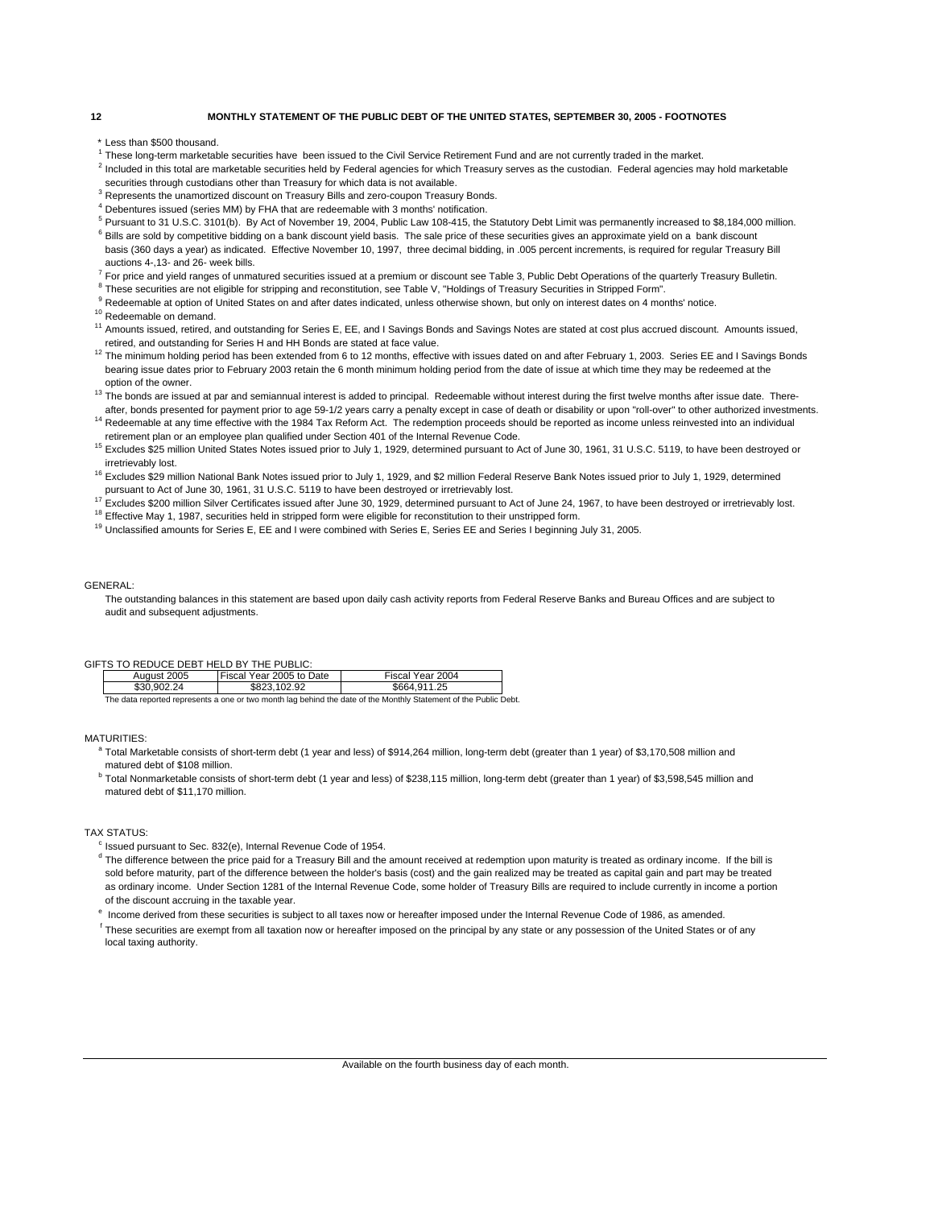## MONTHLY STATEMENT OF THE PUBLIC DEBT OF THE UNITED STATES, SEPTEMBER 30, 2005 - FOOTNOTES

\* Less than $500 thousand.

[1] These long-term marketable securities have been issued to the Civil Service Retirement Fund and are not currently traded in the market.

[2] Included in this total are marketable securities held by Federal agencies for which Treasury serves as the custodian. Federal agencies may hold marketable securities through custodians other than Treasury for which data is not available.

[3] Represents the unamortized discount on Treasury Bills and zero-coupon Treasury Bonds.

[4] Debentures issued (series MM) by FHA that are redeemable with 3 months' notification.

[5] Pursuant to 31 U.S.C. 3101(b). By Act of November 19, 2004, Public Law 108-415, the Statutory Debt Limit was permanently increased to $8,184,000 million.

[6] Bills are sold by competitive bidding on a bank discount yield basis. The sale price of these securities gives an approximate yield on a bank discount basis (360 days a year) as indicated. Effective November 10, 1997, three decimal bidding, in .005 percent increments, is required for regular Treasury Bill auctions 4-,13- and 26- week bills.

[7] For price and yield ranges of unmatured securities issued at a premium or discount see Table 3, Public Debt Operations of the quarterly Treasury Bulletin.

[8] These securities are not eligible for stripping and reconstitution, see Table V, "Holdings of Treasury Securities in Stripped Form".

[9] Redeemable at option of United States on and after dates indicated, unless otherwise shown, but only on interest dates on 4 months' notice.

[10] Redeemable on demand.

[11] Amounts issued, retired, and outstanding for Series E, EE, and I Savings Bonds and Savings Notes are stated at cost plus accrued discount. Amounts issued, retired, and outstanding for Series H and HH Bonds are stated at face value.

[12] The minimum holding period has been extended from 6 to 12 months, effective with issues dated on and after February 1, 2003. Series EE and I Savings Bonds bearing issue dates prior to February 2003 retain the 6 month minimum holding period from the date of issue at which time they may be redeemed at the option of the owner.

[13] The bonds are issued at par and semiannual interest is added to principal. Redeemable without interest during the first twelve months after issue date. Thereafter, bonds presented for payment prior to age 59-1/2 years carry a penalty except in case of death or disability or upon "roll-over" to other authorized investments.

[14] Redeemable at any time effective with the 1984 Tax Reform Act. The redemption proceeds should be reported as income unless reinvested into an individual retirement plan or an employee plan qualified under Section 401 of the Internal Revenue Code.

[15] Excludes $25 million United States Notes issued prior to July 1, 1929, determined pursuant to Act of June 30, 1961, 31 U.S.C. 5119, to have been destroyed or irretrievably lost.

[16] Excludes $29 million National Bank Notes issued prior to July 1, 1929, and $2 million Federal Reserve Bank Notes issued prior to July 1, 1929, determined pursuant to Act of June 30, 1961, 31 U.S.C. 5119 to have been destroyed or irretrievably lost.

[17] Excludes $200 million Silver Certificates issued after June 30, 1929, determined pursuant to Act of June 24, 1967, to have been destroyed or irretrievably lost.

[18] Effective May 1, 1987, securities held in stripped form were eligible for reconstitution to their unstripped form.

[19] Unclassified amounts for Series E, EE and I were combined with Series E, Series EE and Series I beginning July 31, 2005.

GENERAL:

The outstanding balances in this statement are based upon daily cash activity reports from Federal Reserve Banks and Bureau Offices and are subject to audit and subsequent adjustments.

GIFTS TO REDUCE DEBT HELD BY THE PUBLIC:

| August 2005 | Fiscal Year 2005 to Date | Fiscal Year 2004 |
|---|---|---|
| $30,902.24 | $823,102.92 | $664,911.25 |

The data reported represents a one or two month lag behind the date of the Monthly Statement of the Public Debt.

MATURITIES:

[a] Total Marketable consists of short-term debt (1 year and less) of $914,264 million, long-term debt (greater than 1 year) of $3,170,508 million and matured debt of $108 million.

[b] Total Nonmarketable consists of short-term debt (1 year and less) of $238,115 million, long-term debt (greater than 1 year) of $3,598,545 million and matured debt of $11,170 million.

TAX STATUS:

[c] Issued pursuant to Sec. 832(e), Internal Revenue Code of 1954.

[d] The difference between the price paid for a Treasury Bill and the amount received at redemption upon maturity is treated as ordinary income. If the bill is sold before maturity, part of the difference between the holder's basis (cost) and the gain realized may be treated as capital gain and part may be treated as ordinary income. Under Section 1281 of the Internal Revenue Code, some holder of Treasury Bills are required to include currently in income a portion of the discount accruing in the taxable year.

[e] Income derived from these securities is subject to all taxes now or hereafter imposed under the Internal Revenue Code of 1986, as amended.

[f] These securities are exempt from all taxation now or hereafter imposed on the principal by any state or any possession of the United States or of any local taxing authority.

Available on the fourth business day of each month.